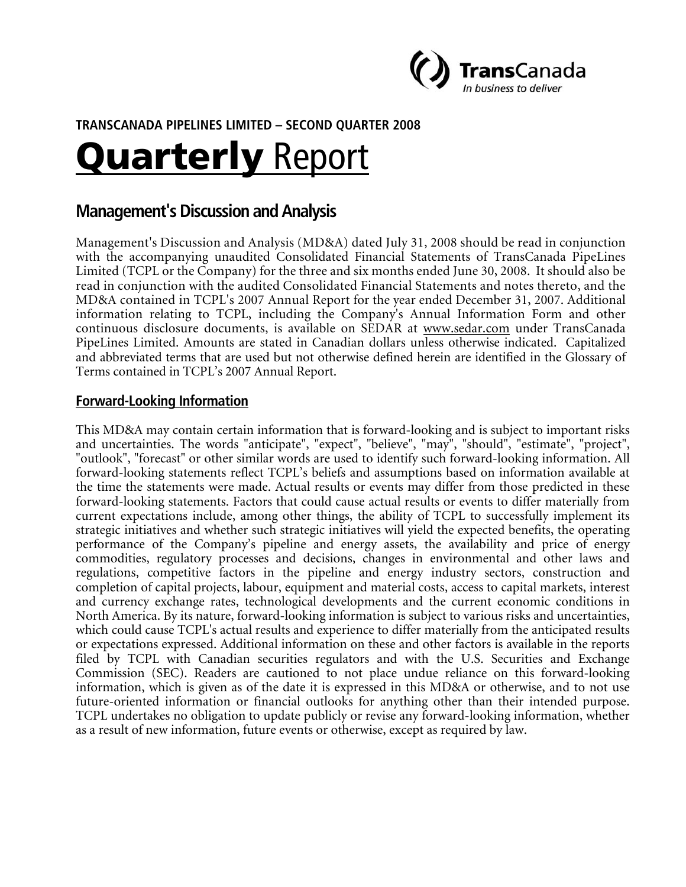TransCanada
*In business to deliver*

**TRANSCANADA PIPELINES LIMITED – SECOND QUARTER 2008**

# Quarterly Report

## Management's Discussion and Analysis

Management's Discussion and Analysis (MD&A) dated July 31, 2008 should be read in conjunction with the accompanying unaudited Consolidated Financial Statements of TransCanada PipeLines Limited (TCPL or the Company) for the three and six months ended June 30, 2008. It should also be read in conjunction with the audited Consolidated Financial Statements and notes thereto, and the MD&A contained in TCPL's 2007 Annual Report for the year ended December 31, 2007. Additional information relating to TCPL, including the Company's Annual Information Form and other continuous disclosure documents, is available on SEDAR at www.sedar.com under TransCanada PipeLines Limited. Amounts are stated in Canadian dollars unless otherwise indicated. Capitalized and abbreviated terms that are used but not otherwise defined herein are identified in the Glossary of Terms contained in TCPL's 2007 Annual Report.

### Forward-Looking Information

This MD&A may contain certain information that is forward-looking and is subject to important risks and uncertainties. The words "anticipate", "expect", "believe", "may", "should", "estimate", "project", "outlook", "forecast" or other similar words are used to identify such forward-looking information. All forward-looking statements reflect TCPL's beliefs and assumptions based on information available at the time the statements were made. Actual results or events may differ from those predicted in these forward-looking statements. Factors that could cause actual results or events to differ materially from current expectations include, among other things, the ability of TCPL to successfully implement its strategic initiatives and whether such strategic initiatives will yield the expected benefits, the operating performance of the Company's pipeline and energy assets, the availability and price of energy commodities, regulatory processes and decisions, changes in environmental and other laws and regulations, competitive factors in the pipeline and energy industry sectors, construction and completion of capital projects, labour, equipment and material costs, access to capital markets, interest and currency exchange rates, technological developments and the current economic conditions in North America. By its nature, forward-looking information is subject to various risks and uncertainties, which could cause TCPL's actual results and experience to differ materially from the anticipated results or expectations expressed. Additional information on these and other factors is available in the reports filed by TCPL with Canadian securities regulators and with the U.S. Securities and Exchange Commission (SEC). Readers are cautioned to not place undue reliance on this forward-looking information, which is given as of the date it is expressed in this MD&A or otherwise, and to not use future-oriented information or financial outlooks for anything other than their intended purpose. TCPL undertakes no obligation to update publicly or revise any forward-looking information, whether as a result of new information, future events or otherwise, except as required by law.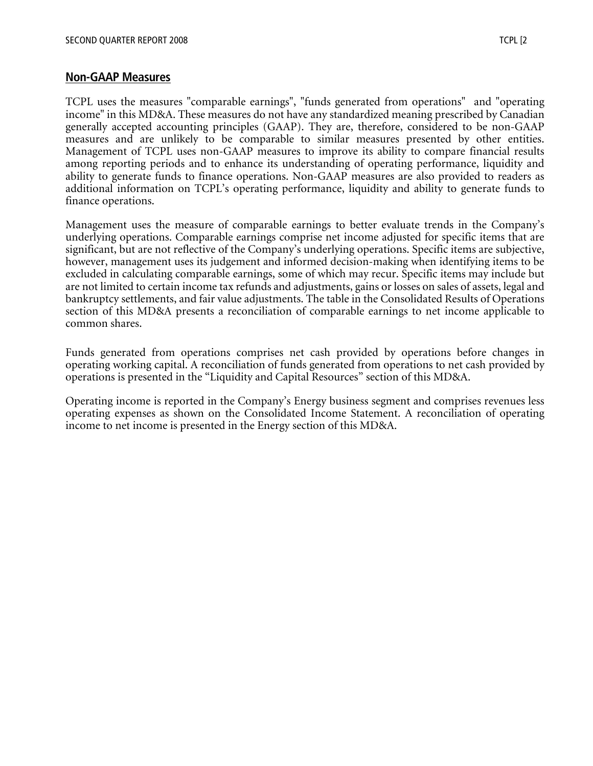## Non-GAAP Measures

TCPL uses the measures "comparable earnings", "funds generated from operations" and "operating income" in this MD&A. These measures do not have any standardized meaning prescribed by Canadian generally accepted accounting principles (GAAP). They are, therefore, considered to be non-GAAP measures and are unlikely to be comparable to similar measures presented by other entities. Management of TCPL uses non-GAAP measures to improve its ability to compare financial results among reporting periods and to enhance its understanding of operating performance, liquidity and ability to generate funds to finance operations. Non-GAAP measures are also provided to readers as additional information on TCPL's operating performance, liquidity and ability to generate funds to finance operations.

Management uses the measure of comparable earnings to better evaluate trends in the Company's underlying operations. Comparable earnings comprise net income adjusted for specific items that are significant, but are not reflective of the Company's underlying operations. Specific items are subjective, however, management uses its judgement and informed decision-making when identifying items to be excluded in calculating comparable earnings, some of which may recur. Specific items may include but are not limited to certain income tax refunds and adjustments, gains or losses on sales of assets, legal and bankruptcy settlements, and fair value adjustments. The table in the Consolidated Results of Operations section of this MD&A presents a reconciliation of comparable earnings to net income applicable to common shares.

Funds generated from operations comprises net cash provided by operations before changes in operating working capital. A reconciliation of funds generated from operations to net cash provided by operations is presented in the "Liquidity and Capital Resources" section of this MD&A.

Operating income is reported in the Company's Energy business segment and comprises revenues less operating expenses as shown on the Consolidated Income Statement. A reconciliation of operating income to net income is presented in the Energy section of this MD&A.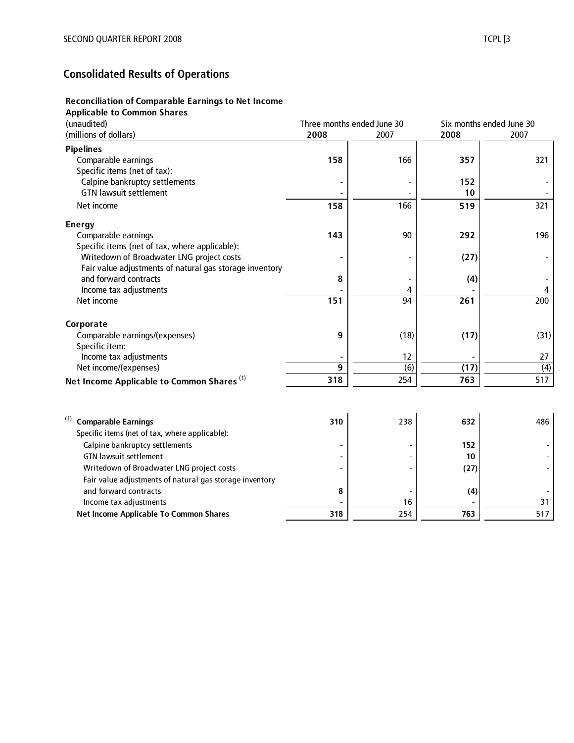## Consolidated Results of Operations

**Reconciliation of Comparable Earnings to Net Income Applicable to Common Shares**

| (unaudited)<br>(millions of dollars) | Three months ended June 30 | | Six months ended June 30 | |
|---|---|---|---|---|
| | **2008** | 2007 | **2008** | 2007 |
| **Pipelines** | | | | |
| Comparable earnings | **158** | 166 | **357** | 321 |
| Specific items (net of tax): | | | | |
| Calpine bankruptcy settlements | **-** | - | **152** | - |
| GTN lawsuit settlement | **-** | - | **10** | - |
| Net income | **158** | 166 | **519** | 321 |
| **Energy** | | | | |
| Comparable earnings | **143** | 90 | **292** | 196 |
| Specific items (net of tax, where applicable): | | | | |
| Writedown of Broadwater LNG project costs | **-** | - | **(27)** | - |
| Fair value adjustments of natural gas storage inventory and forward contracts | **8** | - | **(4)** | - |
| Income tax adjustments | **-** | 4 | **-** | 4 |
| Net income | **151** | 94 | **261** | 200 |
| **Corporate** | | | | |
| Comparable earnings/(expenses) | **9** | (18) | **(17)** | (31) |
| Specific item: | | | | |
| Income tax adjustments | **-** | 12 | **-** | 27 |
| Net income/(expenses) | **9** | (6) | **(17)** | (4) |
| **Net Income Applicable to Common Shares** [(1)] | **318** | 254 | **763** | 517 |

| | | | | |
|---|---|---|---|---|
| [(1)] **Comparable Earnings** | **310** | 238 | **632** | 486 |
| Specific items (net of tax, where applicable): | | | | |
| Calpine bankruptcy settlements | **-** | - | **152** | - |
| GTN lawsuit settlement | **-** | - | **10** | - |
| Writedown of Broadwater LNG project costs | **-** | - | **(27)** | - |
| Fair value adjustments of natural gas storage inventory and forward contracts | **8** | - | **(4)** | - |
| Income tax adjustments | **-** | 16 | **-** | 31 |
| **Net Income Applicable To Common Shares** | **318** | 254 | **763** | 517 |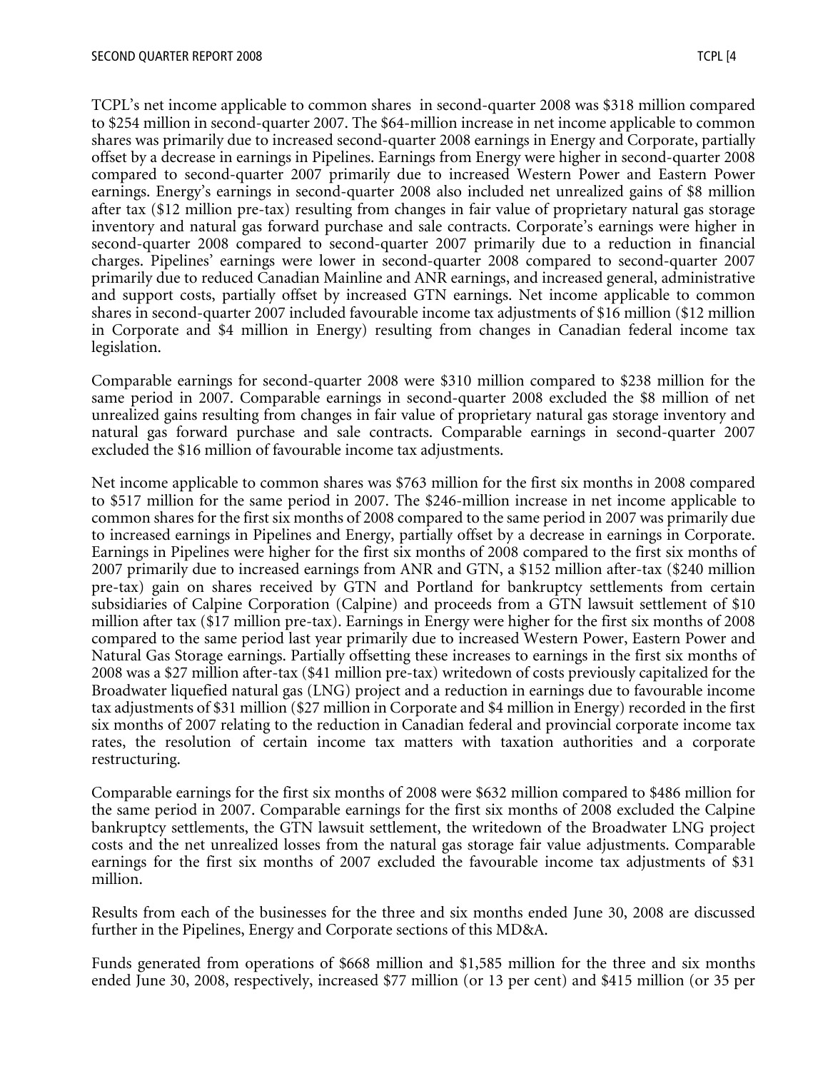TCPL's net income applicable to common shares in second-quarter 2008 was $318 million compared to $254 million in second-quarter 2007. The $64-million increase in net income applicable to common shares was primarily due to increased second-quarter 2008 earnings in Energy and Corporate, partially offset by a decrease in earnings in Pipelines. Earnings from Energy were higher in second-quarter 2008 compared to second-quarter 2007 primarily due to increased Western Power and Eastern Power earnings. Energy's earnings in second-quarter 2008 also included net unrealized gains of $8 million after tax ($12 million pre-tax) resulting from changes in fair value of proprietary natural gas storage inventory and natural gas forward purchase and sale contracts. Corporate's earnings were higher in second-quarter 2008 compared to second-quarter 2007 primarily due to a reduction in financial charges. Pipelines' earnings were lower in second-quarter 2008 compared to second-quarter 2007 primarily due to reduced Canadian Mainline and ANR earnings, and increased general, administrative and support costs, partially offset by increased GTN earnings. Net income applicable to common shares in second-quarter 2007 included favourable income tax adjustments of $16 million ($12 million in Corporate and $4 million in Energy) resulting from changes in Canadian federal income tax legislation.

Comparable earnings for second-quarter 2008 were $310 million compared to $238 million for the same period in 2007. Comparable earnings in second-quarter 2008 excluded the $8 million of net unrealized gains resulting from changes in fair value of proprietary natural gas storage inventory and natural gas forward purchase and sale contracts. Comparable earnings in second-quarter 2007 excluded the $16 million of favourable income tax adjustments.

Net income applicable to common shares was $763 million for the first six months in 2008 compared to $517 million for the same period in 2007. The $246-million increase in net income applicable to common shares for the first six months of 2008 compared to the same period in 2007 was primarily due to increased earnings in Pipelines and Energy, partially offset by a decrease in earnings in Corporate. Earnings in Pipelines were higher for the first six months of 2008 compared to the first six months of 2007 primarily due to increased earnings from ANR and GTN, a $152 million after-tax ($240 million pre-tax) gain on shares received by GTN and Portland for bankruptcy settlements from certain subsidiaries of Calpine Corporation (Calpine) and proceeds from a GTN lawsuit settlement of $10 million after tax ($17 million pre-tax). Earnings in Energy were higher for the first six months of 2008 compared to the same period last year primarily due to increased Western Power, Eastern Power and Natural Gas Storage earnings. Partially offsetting these increases to earnings in the first six months of 2008 was a $27 million after-tax ($41 million pre-tax) writedown of costs previously capitalized for the Broadwater liquefied natural gas (LNG) project and a reduction in earnings due to favourable income tax adjustments of $31 million ($27 million in Corporate and $4 million in Energy) recorded in the first six months of 2007 relating to the reduction in Canadian federal and provincial corporate income tax rates, the resolution of certain income tax matters with taxation authorities and a corporate restructuring.

Comparable earnings for the first six months of 2008 were $632 million compared to $486 million for the same period in 2007. Comparable earnings for the first six months of 2008 excluded the Calpine bankruptcy settlements, the GTN lawsuit settlement, the writedown of the Broadwater LNG project costs and the net unrealized losses from the natural gas storage fair value adjustments. Comparable earnings for the first six months of 2007 excluded the favourable income tax adjustments of $31 million.

Results from each of the businesses for the three and six months ended June 30, 2008 are discussed further in the Pipelines, Energy and Corporate sections of this MD&A.

Funds generated from operations of $668 million and $1,585 million for the three and six months ended June 30, 2008, respectively, increased $77 million (or 13 per cent) and $415 million (or 35 per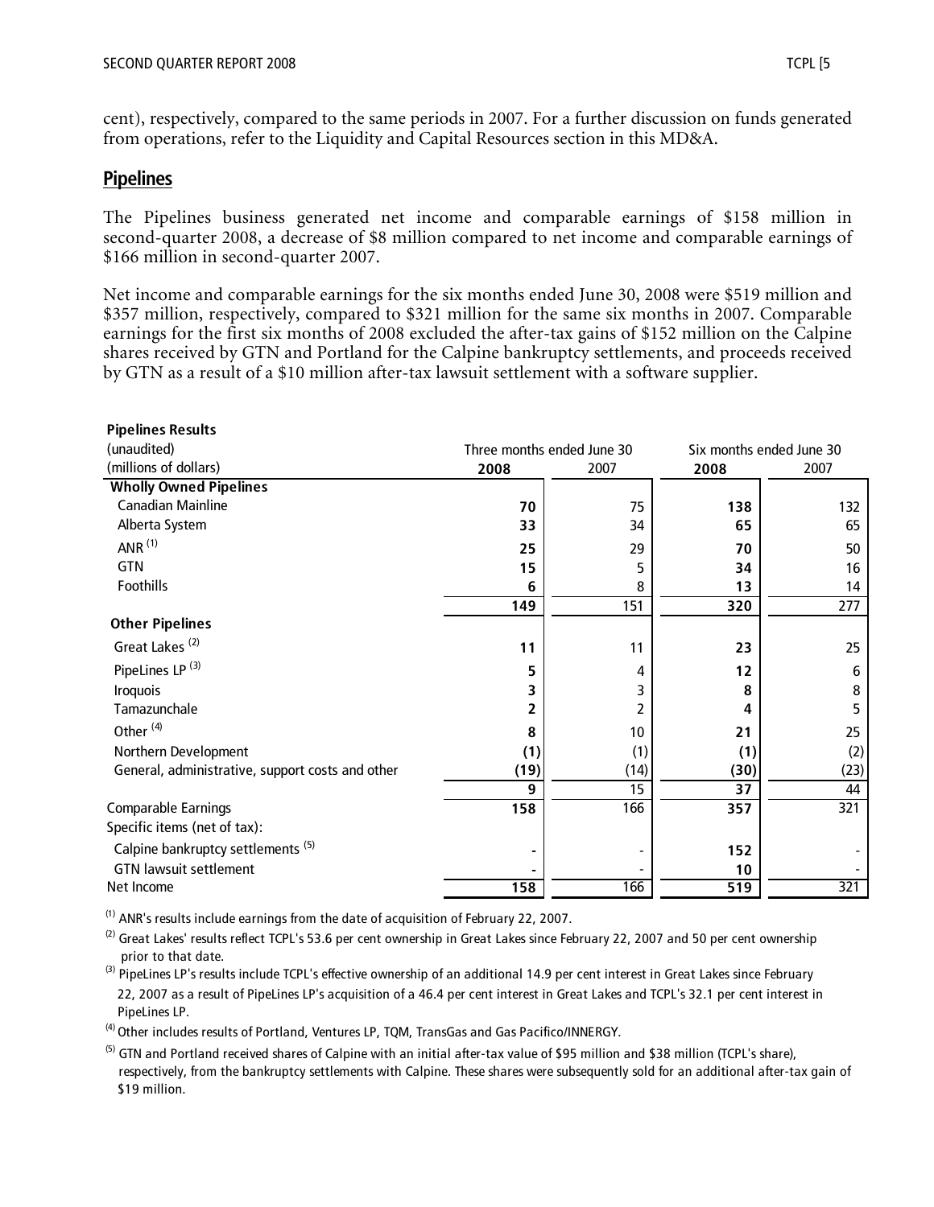cent), respectively, compared to the same periods in 2007. For a further discussion on funds generated from operations, refer to the Liquidity and Capital Resources section in this MD&A.

## Pipelines

The Pipelines business generated net income and comparable earnings of $158 million in second-quarter 2008, a decrease of $8 million compared to net income and comparable earnings of $166 million in second-quarter 2007.

Net income and comparable earnings for the six months ended June 30, 2008 were $519 million and $357 million, respectively, compared to $321 million for the same six months in 2007. Comparable earnings for the first six months of 2008 excluded the after-tax gains of $152 million on the Calpine shares received by GTN and Portland for the Calpine bankruptcy settlements, and proceeds received by GTN as a result of a $10 million after-tax lawsuit settlement with a software supplier.

| Pipelines Results (unaudited) (millions of dollars) | Three months ended June 30 | | Six months ended June 30 | |
|---|---|---|---|---|
| | **2008** | 2007 | **2008** | 2007 |
| **Wholly Owned Pipelines** | | | | |
| Canadian Mainline | **70** | 75 | **138** | 132 |
| Alberta System | **33** | 34 | **65** | 65 |
| ANR [(1)] | **25** | 29 | **70** | 50 |
| GTN | **15** | 5 | **34** | 16 |
| Foothills | **6** | 8 | **13** | 14 |
| | **149** | 151 | **320** | 277 |
| **Other Pipelines** | | | | |
| Great Lakes [(2)] | **11** | 11 | **23** | 25 |
| PipeLines LP [(3)] | **5** | 4 | **12** | 6 |
| Iroquois | **3** | 3 | **8** | 8 |
| Tamazunchale | **2** | 2 | **4** | 5 |
| Other [(4)] | **8** | 10 | **21** | 25 |
| Northern Development | **(1)** | (1) | **(1)** | (2) |
| General, administrative, support costs and other | **(19)** | (14) | **(30)** | (23) |
| | **9** | 15 | **37** | 44 |
| Comparable Earnings | **158** | 166 | **357** | 321 |
| Specific items (net of tax): | | | | |
| Calpine bankruptcy settlements [(5)] | **-** | - | **152** | - |
| GTN lawsuit settlement | **-** | - | **10** | - |
| Net Income | **158** | 166 | **519** | 321 |

[(1)] ANR's results include earnings from the date of acquisition of February 22, 2007.

[(2)] Great Lakes' results reflect TCPL's 53.6 per cent ownership in Great Lakes since February 22, 2007 and 50 per cent ownership prior to that date.

[(3)] PipeLines LP's results include TCPL's effective ownership of an additional 14.9 per cent interest in Great Lakes since February 22, 2007 as a result of PipeLines LP's acquisition of a 46.4 per cent interest in Great Lakes and TCPL's 32.1 per cent interest in PipeLines LP.

[(4)] Other includes results of Portland, Ventures LP, TQM, TransGas and Gas Pacifico/INNERGY.

[(5)] GTN and Portland received shares of Calpine with an initial after-tax value of $95 million and $38 million (TCPL's share), respectively, from the bankruptcy settlements with Calpine. These shares were subsequently sold for an additional after-tax gain of $19 million.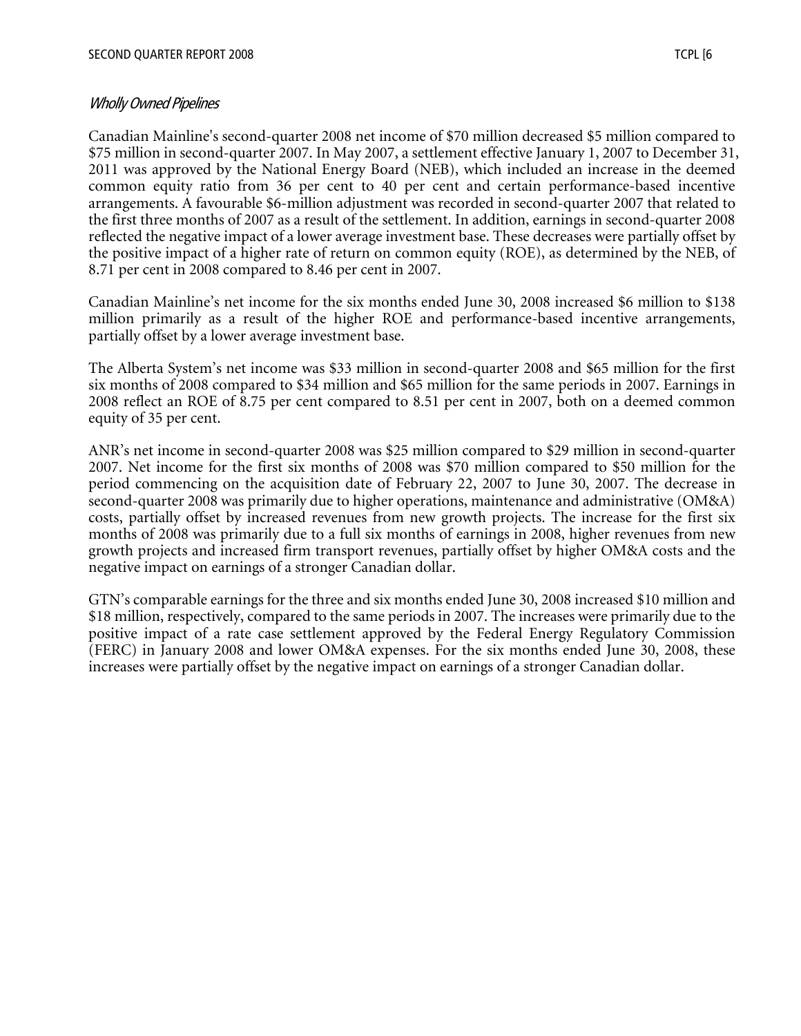*Wholly Owned Pipelines*

Canadian Mainline's second-quarter 2008 net income of $70 million decreased $5 million compared to $75 million in second-quarter 2007. In May 2007, a settlement effective January 1, 2007 to December 31, 2011 was approved by the National Energy Board (NEB), which included an increase in the deemed common equity ratio from 36 per cent to 40 per cent and certain performance-based incentive arrangements. A favourable $6-million adjustment was recorded in second-quarter 2007 that related to the first three months of 2007 as a result of the settlement. In addition, earnings in second-quarter 2008 reflected the negative impact of a lower average investment base. These decreases were partially offset by the positive impact of a higher rate of return on common equity (ROE), as determined by the NEB, of 8.71 per cent in 2008 compared to 8.46 per cent in 2007.

Canadian Mainline's net income for the six months ended June 30, 2008 increased $6 million to $138 million primarily as a result of the higher ROE and performance-based incentive arrangements, partially offset by a lower average investment base.

The Alberta System's net income was $33 million in second-quarter 2008 and $65 million for the first six months of 2008 compared to $34 million and $65 million for the same periods in 2007. Earnings in 2008 reflect an ROE of 8.75 per cent compared to 8.51 per cent in 2007, both on a deemed common equity of 35 per cent.

ANR's net income in second-quarter 2008 was $25 million compared to $29 million in second-quarter 2007. Net income for the first six months of 2008 was $70 million compared to $50 million for the period commencing on the acquisition date of February 22, 2007 to June 30, 2007. The decrease in second-quarter 2008 was primarily due to higher operations, maintenance and administrative (OM&A) costs, partially offset by increased revenues from new growth projects. The increase for the first six months of 2008 was primarily due to a full six months of earnings in 2008, higher revenues from new growth projects and increased firm transport revenues, partially offset by higher OM&A costs and the negative impact on earnings of a stronger Canadian dollar.

GTN's comparable earnings for the three and six months ended June 30, 2008 increased $10 million and $18 million, respectively, compared to the same periods in 2007. The increases were primarily due to the positive impact of a rate case settlement approved by the Federal Energy Regulatory Commission (FERC) in January 2008 and lower OM&A expenses. For the six months ended June 30, 2008, these increases were partially offset by the negative impact on earnings of a stronger Canadian dollar.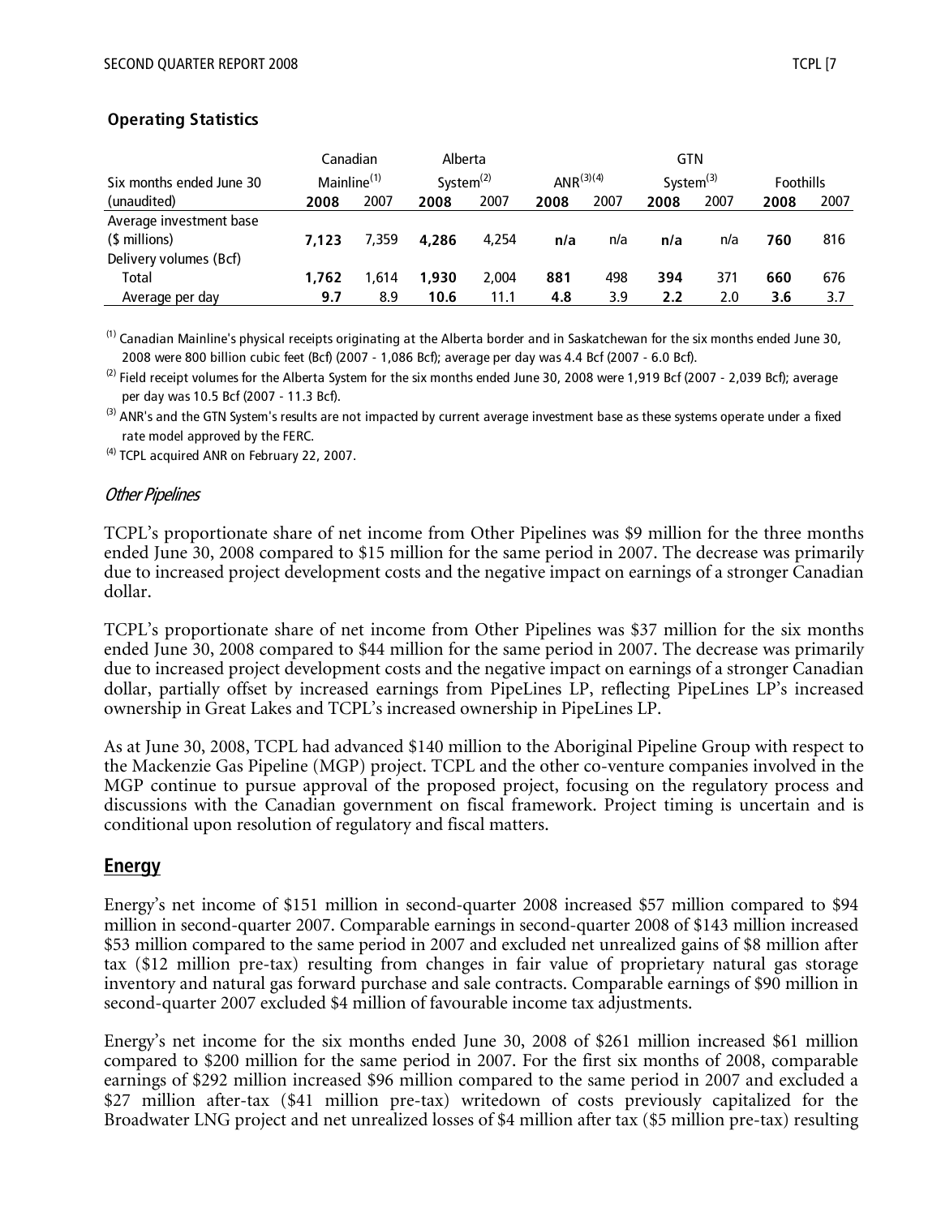### Operating Statistics

| Six months ended June 30 (unaudited) | Canadian Mainline[(1)] | | Alberta System[(2)] | | ANR[(3)(4)] | | GTN System[(3)] | | Foothills | |
|---|---|---|---|---|---|---|---|---|---|---|
| | **2008** | 2007 | **2008** | 2007 | **2008** | 2007 | **2008** | 2007 | **2008** | 2007 |
| Average investment base ($ millions) | **7,123** | 7,359 | **4,286** | 4,254 | **n/a** | n/a | **n/a** | n/a | **760** | 816 |
| Delivery volumes (Bcf) | | | | | | | | | | |
| Total | **1,762** | 1,614 | **1,930** | 2,004 | **881** | 498 | **394** | 371 | **660** | 676 |
| Average per day | **9.7** | 8.9 | **10.6** | 11.1 | **4.8** | 3.9 | **2.2** | 2.0 | **3.6** | 3.7 |

(1) Canadian Mainline's physical receipts originating at the Alberta border and in Saskatchewan for the six months ended June 30, 2008 were 800 billion cubic feet (Bcf) (2007 - 1,086 Bcf); average per day was 4.4 Bcf (2007 - 6.0 Bcf).

(2) Field receipt volumes for the Alberta System for the six months ended June 30, 2008 were 1,919 Bcf (2007 - 2,039 Bcf); average per day was 10.5 Bcf (2007 - 11.3 Bcf).

(3) ANR's and the GTN System's results are not impacted by current average investment base as these systems operate under a fixed rate model approved by the FERC.

(4) TCPL acquired ANR on February 22, 2007.

*Other Pipelines*

TCPL's proportionate share of net income from Other Pipelines was $9 million for the three months ended June 30, 2008 compared to $15 million for the same period in 2007. The decrease was primarily due to increased project development costs and the negative impact on earnings of a stronger Canadian dollar.

TCPL's proportionate share of net income from Other Pipelines was $37 million for the six months ended June 30, 2008 compared to $44 million for the same period in 2007. The decrease was primarily due to increased project development costs and the negative impact on earnings of a stronger Canadian dollar, partially offset by increased earnings from PipeLines LP, reflecting PipeLines LP's increased ownership in Great Lakes and TCPL's increased ownership in PipeLines LP.

As at June 30, 2008, TCPL had advanced $140 million to the Aboriginal Pipeline Group with respect to the Mackenzie Gas Pipeline (MGP) project. TCPL and the other co-venture companies involved in the MGP continue to pursue approval of the proposed project, focusing on the regulatory process and discussions with the Canadian government on fiscal framework. Project timing is uncertain and is conditional upon resolution of regulatory and fiscal matters.

## Energy

Energy's net income of $151 million in second-quarter 2008 increased $57 million compared to $94 million in second-quarter 2007. Comparable earnings in second-quarter 2008 of $143 million increased $53 million compared to the same period in 2007 and excluded net unrealized gains of $8 million after tax ($12 million pre-tax) resulting from changes in fair value of proprietary natural gas storage inventory and natural gas forward purchase and sale contracts. Comparable earnings of $90 million in second-quarter 2007 excluded $4 million of favourable income tax adjustments.

Energy's net income for the six months ended June 30, 2008 of $261 million increased $61 million compared to $200 million for the same period in 2007. For the first six months of 2008, comparable earnings of $292 million increased $96 million compared to the same period in 2007 and excluded a $27 million after-tax ($41 million pre-tax) writedown of costs previously capitalized for the Broadwater LNG project and net unrealized losses of $4 million after tax ($5 million pre-tax) resulting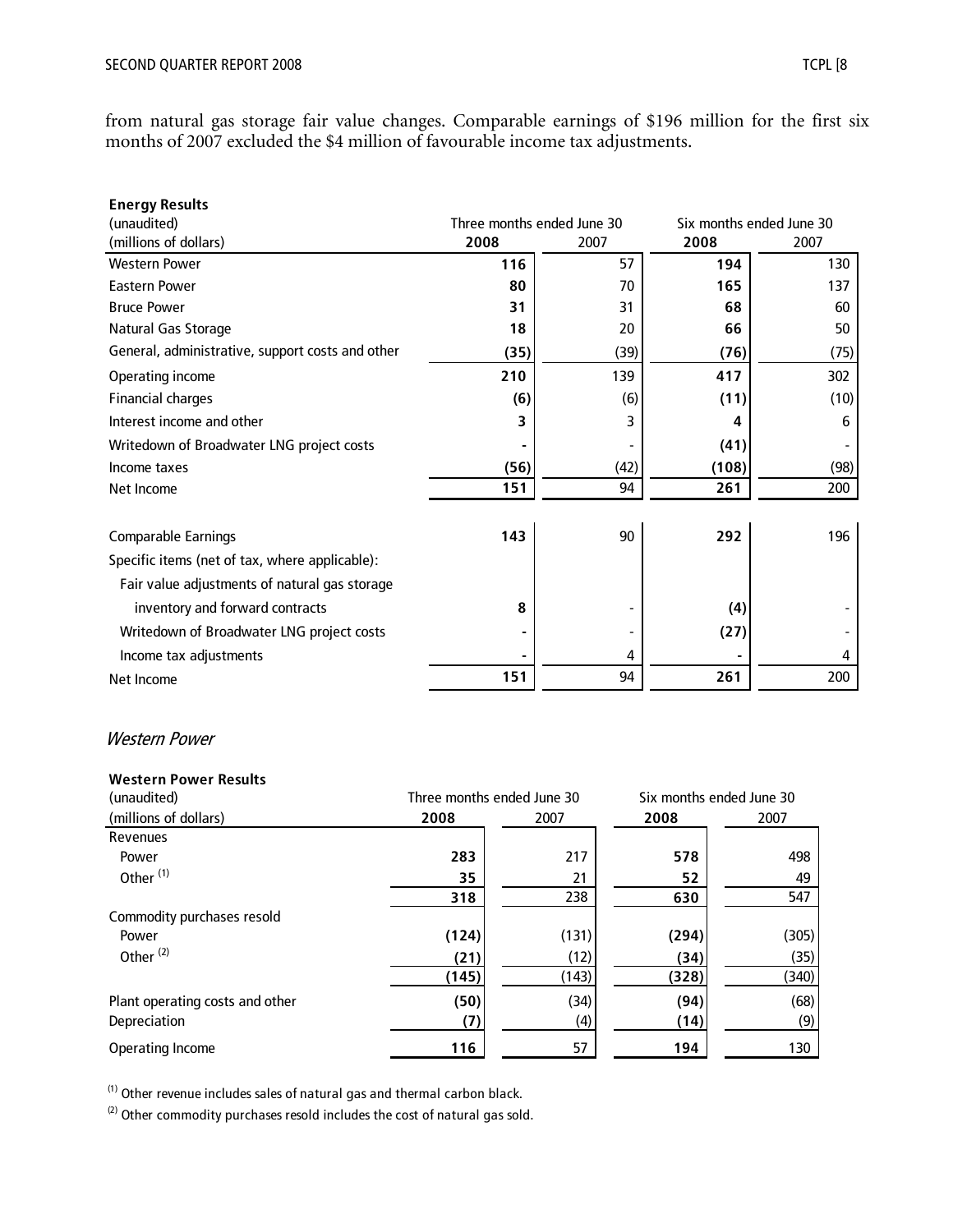from natural gas storage fair value changes. Comparable earnings of $196 million for the first six months of 2007 excluded the $4 million of favourable income tax adjustments.

**Energy Results**

| (unaudited) | Three months ended June 30 | | Six months ended June 30 | |
|---|---|---|---|---|
| (millions of dollars) | **2008** | 2007 | **2008** | 2007 |
| Western Power | **116** | 57 | **194** | 130 |
| Eastern Power | **80** | 70 | **165** | 137 |
| Bruce Power | **31** | 31 | **68** | 60 |
| Natural Gas Storage | **18** | 20 | **66** | 50 |
| General, administrative, support costs and other | **(35)** | (39) | **(76)** | (75) |
| Operating income | **210** | 139 | **417** | 302 |
| Financial charges | **(6)** | (6) | **(11)** | (10) |
| Interest income and other | **3** | 3 | **4** | 6 |
| Writedown of Broadwater LNG project costs | **-** | - | **(41)** | - |
| Income taxes | **(56)** | (42) | **(108)** | (98) |
| Net Income | **151** | 94 | **261** | 200 |
| | | | | |
| Comparable Earnings | **143** | 90 | **292** | 196 |
| Specific items (net of tax, where applicable): | | | | |
| Fair value adjustments of natural gas storage inventory and forward contracts | **8** | - | **(4)** | - |
| Writedown of Broadwater LNG project costs | **-** | - | **(27)** | - |
| Income tax adjustments | **-** | 4 | **-** | 4 |
| Net Income | **151** | 94 | **261** | 200 |

*Western Power*

**Western Power Results**

| (unaudited) | Three months ended June 30 | | Six months ended June 30 | |
|---|---|---|---|---|
| (millions of dollars) | **2008** | 2007 | **2008** | 2007 |
| Revenues | | | | |
| Power | **283** | 217 | **578** | 498 |
| Other [(1)] | **35** | 21 | **52** | 49 |
| | **318** | 238 | **630** | 547 |
| Commodity purchases resold | | | | |
| Power | **(124)** | (131) | **(294)** | (305) |
| Other [(2)] | **(21)** | (12) | **(34)** | (35) |
| | **(145)** | (143) | **(328)** | (340) |
| Plant operating costs and other | **(50)** | (34) | **(94)** | (68) |
| Depreciation | **(7)** | (4) | **(14)** | (9) |
| Operating Income | **116** | 57 | **194** | 130 |

[(1)] Other revenue includes sales of natural gas and thermal carbon black.

[(2)] Other commodity purchases resold includes the cost of natural gas sold.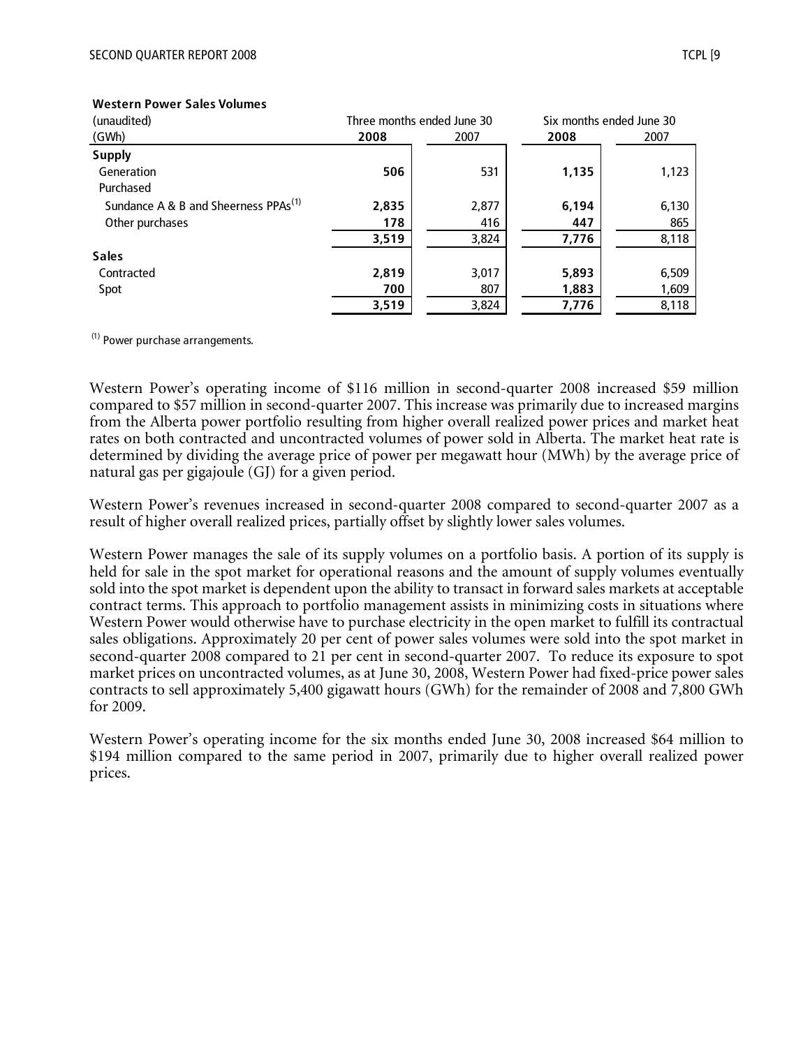**Western Power Sales Volumes**

| (unaudited) (GWh) | Three months ended June 30 | | Six months ended June 30 | |
|---|---|---|---|---|
| | **2008** | 2007 | **2008** | 2007 |
| **Supply** | | | | |
| Generation | **506** | 531 | **1,135** | 1,123 |
| Purchased | | | | |
| Sundance A & B and Sheerness PPAs[1] | **2,835** | 2,877 | **6,194** | 6,130 |
| Other purchases | **178** | 416 | **447** | 865 |
| | **3,519** | 3,824 | **7,776** | 8,118 |
| **Sales** | | | | |
| Contracted | **2,819** | 3,017 | **5,893** | 6,509 |
| Spot | **700** | 807 | **1,883** | 1,609 |
| | **3,519** | 3,824 | **7,776** | 8,118 |

[1] Power purchase arrangements.

Western Power's operating income of $116 million in second-quarter 2008 increased $59 million compared to $57 million in second-quarter 2007. This increase was primarily due to increased margins from the Alberta power portfolio resulting from higher overall realized power prices and market heat rates on both contracted and uncontracted volumes of power sold in Alberta. The market heat rate is determined by dividing the average price of power per megawatt hour (MWh) by the average price of natural gas per gigajoule (GJ) for a given period.

Western Power's revenues increased in second-quarter 2008 compared to second-quarter 2007 as a result of higher overall realized prices, partially offset by slightly lower sales volumes.

Western Power manages the sale of its supply volumes on a portfolio basis. A portion of its supply is held for sale in the spot market for operational reasons and the amount of supply volumes eventually sold into the spot market is dependent upon the ability to transact in forward sales markets at acceptable contract terms. This approach to portfolio management assists in minimizing costs in situations where Western Power would otherwise have to purchase electricity in the open market to fulfill its contractual sales obligations. Approximately 20 per cent of power sales volumes were sold into the spot market in second-quarter 2008 compared to 21 per cent in second-quarter 2007. To reduce its exposure to spot market prices on uncontracted volumes, as at June 30, 2008, Western Power had fixed-price power sales contracts to sell approximately 5,400 gigawatt hours (GWh) for the remainder of 2008 and 7,800 GWh for 2009.

Western Power's operating income for the six months ended June 30, 2008 increased $64 million to $194 million compared to the same period in 2007, primarily due to higher overall realized power prices.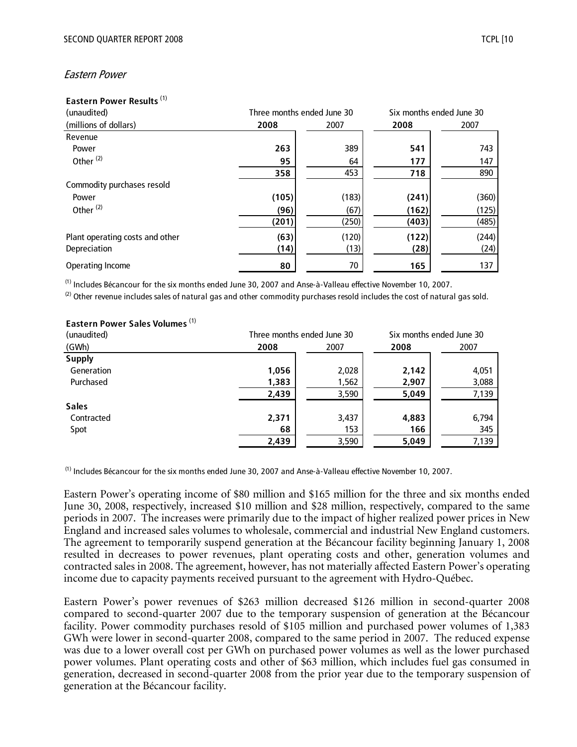*Eastern Power*

**Eastern Power Results** [(1)]

| (unaudited)<br>(millions of dollars) | Three months ended June 30 | | Six months ended June 30 | |
|---|---|---|---|---|
| | **2008** | 2007 | **2008** | 2007 |
| Revenue | | | | |
| Power | **263** | 389 | **541** | 743 |
| Other [(2)] | **95** | 64 | **177** | 147 |
| | **358** | 453 | **718** | 890 |
| Commodity purchases resold | | | | |
| Power | **(105)** | (183) | **(241)** | (360) |
| Other [(2)] | **(96)** | (67) | **(162)** | (125) |
| | **(201)** | (250) | **(403)** | (485) |
| Plant operating costs and other | **(63)** | (120) | **(122)** | (244) |
| Depreciation | **(14)** | (13) | **(28)** | (24) |
| Operating Income | **80** | 70 | **165** | 137 |

[(1)] Includes Bécancour for the six months ended June 30, 2007 and Anse-à-Valleau effective November 10, 2007.

[(2)] Other revenue includes sales of natural gas and other commodity purchases resold includes the cost of natural gas sold.

**Eastern Power Sales Volumes** [(1)]

| (unaudited)<br>(GWh) | Three months ended June 30 | | Six months ended June 30 | |
|---|---|---|---|---|
| | **2008** | 2007 | **2008** | 2007 |
| **Supply** | | | | |
| Generation | **1,056** | 2,028 | **2,142** | 4,051 |
| Purchased | **1,383** | 1,562 | **2,907** | 3,088 |
| | **2,439** | 3,590 | **5,049** | 7,139 |
| **Sales** | | | | |
| Contracted | **2,371** | 3,437 | **4,883** | 6,794 |
| Spot | **68** | 153 | **166** | 345 |
| | **2,439** | 3,590 | **5,049** | 7,139 |

[(1)] Includes Bécancour for the six months ended June 30, 2007 and Anse-à-Valleau effective November 10, 2007.

Eastern Power's operating income of $80 million and $165 million for the three and six months ended June 30, 2008, respectively, increased $10 million and $28 million, respectively, compared to the same periods in 2007. The increases were primarily due to the impact of higher realized power prices in New England and increased sales volumes to wholesale, commercial and industrial New England customers. The agreement to temporarily suspend generation at the Bécancour facility beginning January 1, 2008 resulted in decreases to power revenues, plant operating costs and other, generation volumes and contracted sales in 2008. The agreement, however, has not materially affected Eastern Power's operating income due to capacity payments received pursuant to the agreement with Hydro-Québec.

Eastern Power's power revenues of $263 million decreased $126 million in second-quarter 2008 compared to second-quarter 2007 due to the temporary suspension of generation at the Bécancour facility. Power commodity purchases resold of $105 million and purchased power volumes of 1,383 GWh were lower in second-quarter 2008, compared to the same period in 2007. The reduced expense was due to a lower overall cost per GWh on purchased power volumes as well as the lower purchased power volumes. Plant operating costs and other of $63 million, which includes fuel gas consumed in generation, decreased in second-quarter 2008 from the prior year due to the temporary suspension of generation at the Bécancour facility.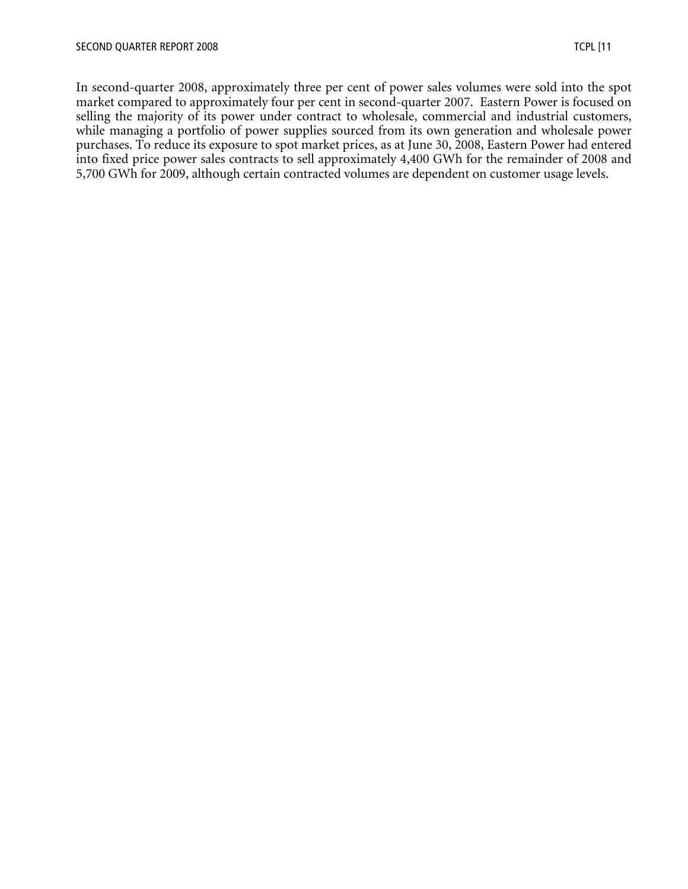In second-quarter 2008, approximately three per cent of power sales volumes were sold into the spot market compared to approximately four per cent in second-quarter 2007. Eastern Power is focused on selling the majority of its power under contract to wholesale, commercial and industrial customers, while managing a portfolio of power supplies sourced from its own generation and wholesale power purchases. To reduce its exposure to spot market prices, as at June 30, 2008, Eastern Power had entered into fixed price power sales contracts to sell approximately 4,400 GWh for the remainder of 2008 and 5,700 GWh for 2009, although certain contracted volumes are dependent on customer usage levels.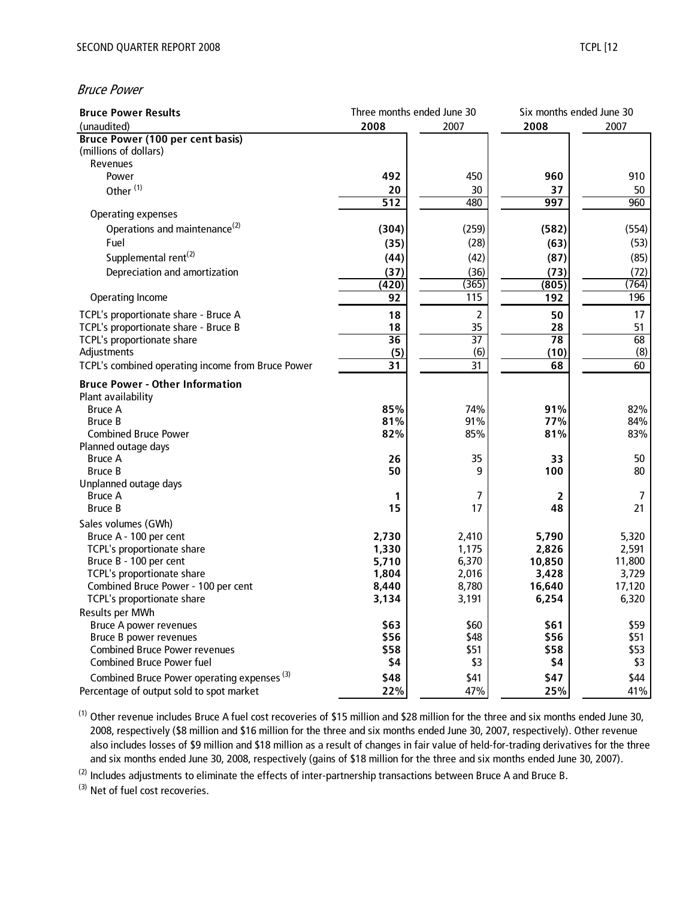*Bruce Power*

| Bruce Power Results (unaudited) | Three months ended June 30 | | Six months ended June 30 | |
|---|---|---|---|---|
| | **2008** | 2007 | **2008** | 2007 |
| **Bruce Power (100 per cent basis)** | | | | |
| (millions of dollars) | | | | |
| Revenues | | | | |
| Power | **492** | 450 | **960** | 910 |
| Other [(1)] | **20** | 30 | **37** | 50 |
| | **512** | 480 | **997** | 960 |
| Operating expenses | | | | |
| Operations and maintenance[(2)] | **(304)** | (259) | **(582)** | (554) |
| Fuel | **(35)** | (28) | **(63)** | (53) |
| Supplemental rent[(2)] | **(44)** | (42) | **(87)** | (85) |
| Depreciation and amortization | **(37)** | (36) | **(73)** | (72) |
| | **(420)** | (365) | **(805)** | (764) |
| Operating Income | **92** | 115 | **192** | 196 |
| TCPL's proportionate share - Bruce A | **18** | 2 | **50** | 17 |
| TCPL's proportionate share - Bruce B | **18** | 35 | **28** | 51 |
| TCPL's proportionate share | **36** | 37 | **78** | 68 |
| Adjustments | **(5)** | (6) | **(10)** | (8) |
| TCPL's combined operating income from Bruce Power | **31** | 31 | **68** | 60 |
| **Bruce Power - Other Information** | | | | |
| Plant availability | | | | |
| Bruce A | **85%** | 74% | **91%** | 82% |
| Bruce B | **81%** | 91% | **77%** | 84% |
| Combined Bruce Power | **82%** | 85% | **81%** | 83% |
| Planned outage days | | | | |
| Bruce A | **26** | 35 | **33** | 50 |
| Bruce B | **50** | 9 | **100** | 80 |
| Unplanned outage days | | | | |
| Bruce A | **1** | 7 | **2** | 7 |
| Bruce B | **15** | 17 | **48** | 21 |
| Sales volumes (GWh) | | | | |
| Bruce A - 100 per cent | **2,730** | 2,410 | **5,790** | 5,320 |
| TCPL's proportionate share | **1,330** | 1,175 | **2,826** | 2,591 |
| Bruce B - 100 per cent | **5,710** | 6,370 | **10,850** | 11,800 |
| TCPL's proportionate share | **1,804** | 2,016 | **3,428** | 3,729 |
| Combined Bruce Power - 100 per cent | **8,440** | 8,780 | **16,640** | 17,120 |
| TCPL's proportionate share | **3,134** | 3,191 | **6,254** | 6,320 |
| Results per MWh | | | | |
| Bruce A power revenues | **$63** | $60 | **$61** | $59 |
| Bruce B power revenues | **$56** | $48 | **$56** | $51 |
| Combined Bruce Power revenues | **$58** | $51 | **$58** | $53 |
| Combined Bruce Power fuel | **$4** | $3 | **$4** | $3 |
| Combined Bruce Power operating expenses [(3)] | **$48** | $41 | **$47** | $44 |
| Percentage of output sold to spot market | **22%** | 47% | **25%** | 41% |

(1) Other revenue includes Bruce A fuel cost recoveries of $15 million and $28 million for the three and six months ended June 30, 2008, respectively ($8 million and $16 million for the three and six months ended June 30, 2007, respectively). Other revenue also includes losses of $9 million and $18 million as a result of changes in fair value of held-for-trading derivatives for the three and six months ended June 30, 2008, respectively (gains of $18 million for the three and six months ended June 30, 2007).

(2) Includes adjustments to eliminate the effects of inter-partnership transactions between Bruce A and Bruce B.

(3) Net of fuel cost recoveries.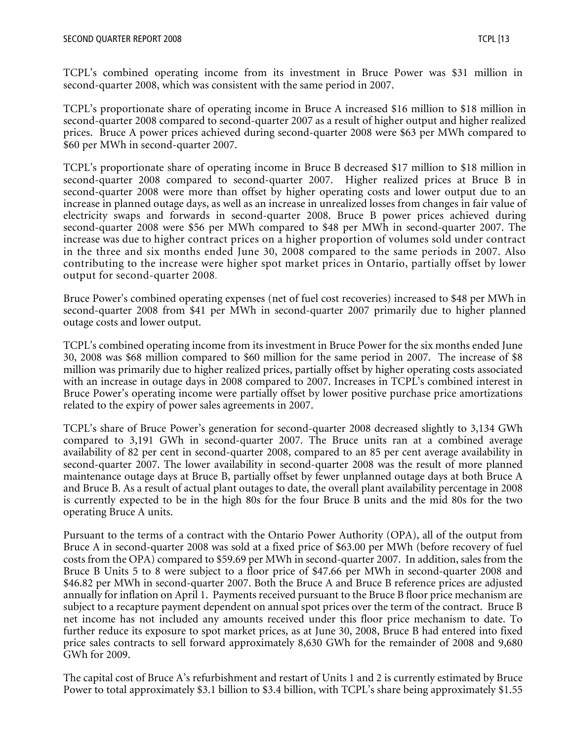TCPL's combined operating income from its investment in Bruce Power was $31 million in second-quarter 2008, which was consistent with the same period in 2007.

TCPL's proportionate share of operating income in Bruce A increased $16 million to $18 million in second-quarter 2008 compared to second-quarter 2007 as a result of higher output and higher realized prices. Bruce A power prices achieved during second-quarter 2008 were $63 per MWh compared to $60 per MWh in second-quarter 2007.

TCPL's proportionate share of operating income in Bruce B decreased $17 million to $18 million in second-quarter 2008 compared to second-quarter 2007. Higher realized prices at Bruce B in second-quarter 2008 were more than offset by higher operating costs and lower output due to an increase in planned outage days, as well as an increase in unrealized losses from changes in fair value of electricity swaps and forwards in second-quarter 2008. Bruce B power prices achieved during second-quarter 2008 were $56 per MWh compared to $48 per MWh in second-quarter 2007. The increase was due to higher contract prices on a higher proportion of volumes sold under contract in the three and six months ended June 30, 2008 compared to the same periods in 2007. Also contributing to the increase were higher spot market prices in Ontario, partially offset by lower output for second-quarter 2008.

Bruce Power's combined operating expenses (net of fuel cost recoveries) increased to $48 per MWh in second-quarter 2008 from $41 per MWh in second-quarter 2007 primarily due to higher planned outage costs and lower output.

TCPL's combined operating income from its investment in Bruce Power for the six months ended June 30, 2008 was $68 million compared to $60 million for the same period in 2007. The increase of $8 million was primarily due to higher realized prices, partially offset by higher operating costs associated with an increase in outage days in 2008 compared to 2007. Increases in TCPL's combined interest in Bruce Power's operating income were partially offset by lower positive purchase price amortizations related to the expiry of power sales agreements in 2007.

TCPL's share of Bruce Power's generation for second-quarter 2008 decreased slightly to 3,134 GWh compared to 3,191 GWh in second-quarter 2007. The Bruce units ran at a combined average availability of 82 per cent in second-quarter 2008, compared to an 85 per cent average availability in second-quarter 2007. The lower availability in second-quarter 2008 was the result of more planned maintenance outage days at Bruce B, partially offset by fewer unplanned outage days at both Bruce A and Bruce B. As a result of actual plant outages to date, the overall plant availability percentage in 2008 is currently expected to be in the high 80s for the four Bruce B units and the mid 80s for the two operating Bruce A units.

Pursuant to the terms of a contract with the Ontario Power Authority (OPA), all of the output from Bruce A in second-quarter 2008 was sold at a fixed price of $63.00 per MWh (before recovery of fuel costs from the OPA) compared to $59.69 per MWh in second-quarter 2007. In addition, sales from the Bruce B Units 5 to 8 were subject to a floor price of $47.66 per MWh in second-quarter 2008 and $46.82 per MWh in second-quarter 2007. Both the Bruce A and Bruce B reference prices are adjusted annually for inflation on April 1. Payments received pursuant to the Bruce B floor price mechanism are subject to a recapture payment dependent on annual spot prices over the term of the contract. Bruce B net income has not included any amounts received under this floor price mechanism to date. To further reduce its exposure to spot market prices, as at June 30, 2008, Bruce B had entered into fixed price sales contracts to sell forward approximately 8,630 GWh for the remainder of 2008 and 9,680 GWh for 2009.

The capital cost of Bruce A's refurbishment and restart of Units 1 and 2 is currently estimated by Bruce Power to total approximately $3.1 billion to $3.4 billion, with TCPL's share being approximately $1.55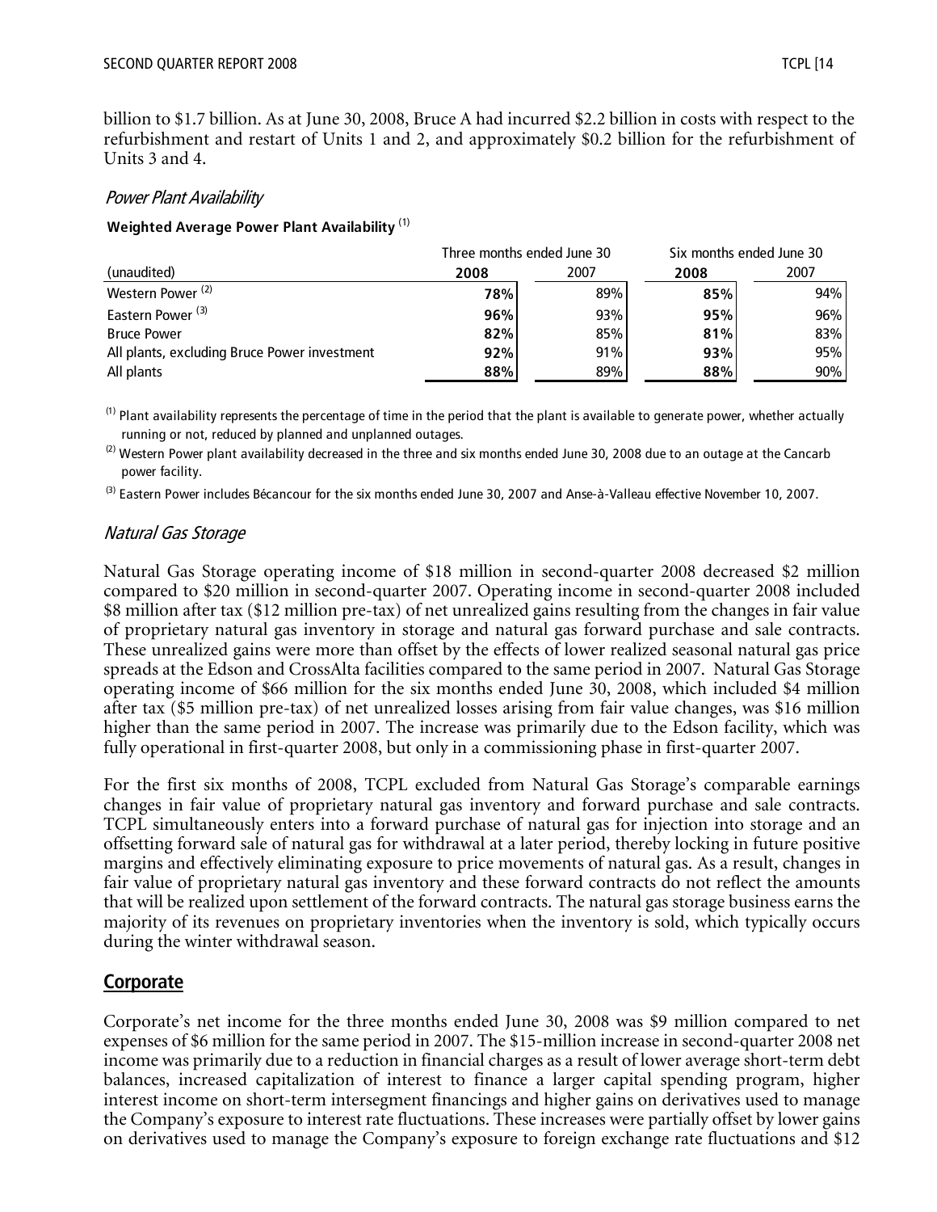billion to \$1.7 billion. As at June 30, 2008, Bruce A had incurred \$2.2 billion in costs with respect to the refurbishment and restart of Units 1 and 2, and approximately \$0.2 billion for the refurbishment of Units 3 and 4.

### *Power Plant Availability*

**Weighted Average Power Plant Availability** [(1)]

| (unaudited) | Three months ended June 30 | | Six months ended June 30 | |
|---|---|---|---|---|
| | **2008** | 2007 | **2008** | 2007 |
| Western Power [(2)] | **78%** | 89% | **85%** | 94% |
| Eastern Power [(3)] | **96%** | 93% | **95%** | 96% |
| Bruce Power | **82%** | 85% | **81%** | 83% |
| All plants, excluding Bruce Power investment | **92%** | 91% | **93%** | 95% |
| All plants | **88%** | 89% | **88%** | 90% |

(1) Plant availability represents the percentage of time in the period that the plant is available to generate power, whether actually running or not, reduced by planned and unplanned outages.

(2) Western Power plant availability decreased in the three and six months ended June 30, 2008 due to an outage at the Cancarb power facility.

(3) Eastern Power includes Bécancour for the six months ended June 30, 2007 and Anse-à-Valleau effective November 10, 2007.

### *Natural Gas Storage*

Natural Gas Storage operating income of \$18 million in second-quarter 2008 decreased \$2 million compared to \$20 million in second-quarter 2007. Operating income in second-quarter 2008 included \$8 million after tax (\$12 million pre-tax) of net unrealized gains resulting from the changes in fair value of proprietary natural gas inventory in storage and natural gas forward purchase and sale contracts. These unrealized gains were more than offset by the effects of lower realized seasonal natural gas price spreads at the Edson and CrossAlta facilities compared to the same period in 2007. Natural Gas Storage operating income of \$66 million for the six months ended June 30, 2008, which included \$4 million after tax (\$5 million pre-tax) of net unrealized losses arising from fair value changes, was \$16 million higher than the same period in 2007. The increase was primarily due to the Edson facility, which was fully operational in first-quarter 2008, but only in a commissioning phase in first-quarter 2007.

For the first six months of 2008, TCPL excluded from Natural Gas Storage's comparable earnings changes in fair value of proprietary natural gas inventory and forward purchase and sale contracts. TCPL simultaneously enters into a forward purchase of natural gas for injection into storage and an offsetting forward sale of natural gas for withdrawal at a later period, thereby locking in future positive margins and effectively eliminating exposure to price movements of natural gas. As a result, changes in fair value of proprietary natural gas inventory and these forward contracts do not reflect the amounts that will be realized upon settlement of the forward contracts. The natural gas storage business earns the majority of its revenues on proprietary inventories when the inventory is sold, which typically occurs during the winter withdrawal season.

## Corporate

Corporate's net income for the three months ended June 30, 2008 was \$9 million compared to net expenses of \$6 million for the same period in 2007. The \$15-million increase in second-quarter 2008 net income was primarily due to a reduction in financial charges as a result of lower average short-term debt balances, increased capitalization of interest to finance a larger capital spending program, higher interest income on short-term intersegment financings and higher gains on derivatives used to manage the Company's exposure to interest rate fluctuations. These increases were partially offset by lower gains on derivatives used to manage the Company's exposure to foreign exchange rate fluctuations and \$12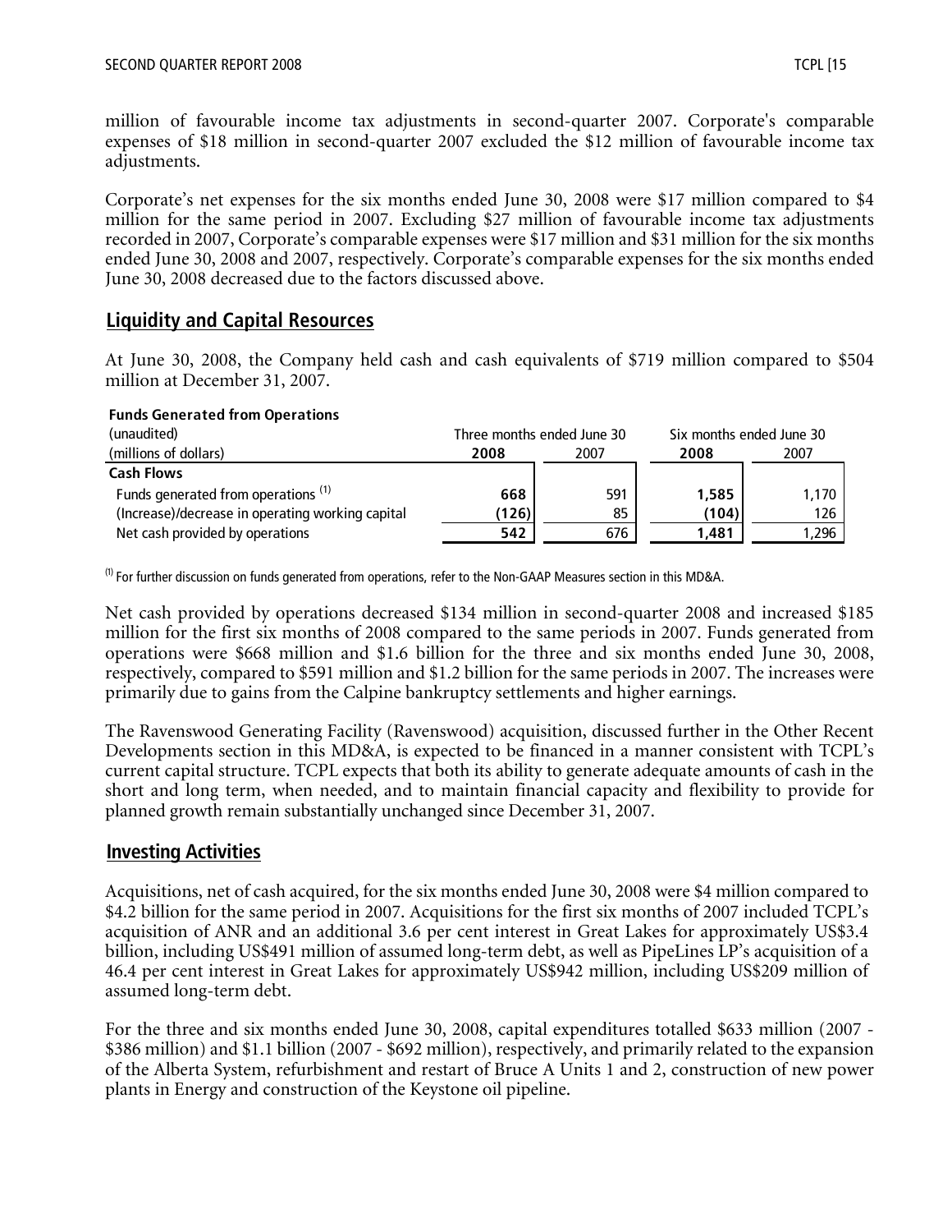million of favourable income tax adjustments in second-quarter 2007. Corporate's comparable expenses of $18 million in second-quarter 2007 excluded the $12 million of favourable income tax adjustments.

Corporate's net expenses for the six months ended June 30, 2008 were $17 million compared to $4 million for the same period in 2007. Excluding $27 million of favourable income tax adjustments recorded in 2007, Corporate's comparable expenses were $17 million and $31 million for the six months ended June 30, 2008 and 2007, respectively. Corporate's comparable expenses for the six months ended June 30, 2008 decreased due to the factors discussed above.

## Liquidity and Capital Resources

At June 30, 2008, the Company held cash and cash equivalents of $719 million compared to $504 million at December 31, 2007.

**Funds Generated from Operations**

| (unaudited) | Three months ended June 30 | | Six months ended June 30 | |
|---|---|---|---|---|
| (millions of dollars) | **2008** | 2007 | **2008** | 2007 |
| **Cash Flows** | | | | |
| Funds generated from operations [(1)] | **668** | 591 | **1,585** | 1,170 |
| (Increase)/decrease in operating working capital | **(126)** | 85 | **(104)** | 126 |
| Net cash provided by operations | **542** | 676 | **1,481** | 1,296 |

[(1)] For further discussion on funds generated from operations, refer to the Non-GAAP Measures section in this MD&A.

Net cash provided by operations decreased $134 million in second-quarter 2008 and increased $185 million for the first six months of 2008 compared to the same periods in 2007. Funds generated from operations were $668 million and $1.6 billion for the three and six months ended June 30, 2008, respectively, compared to $591 million and $1.2 billion for the same periods in 2007. The increases were primarily due to gains from the Calpine bankruptcy settlements and higher earnings.

The Ravenswood Generating Facility (Ravenswood) acquisition, discussed further in the Other Recent Developments section in this MD&A, is expected to be financed in a manner consistent with TCPL's current capital structure. TCPL expects that both its ability to generate adequate amounts of cash in the short and long term, when needed, and to maintain financial capacity and flexibility to provide for planned growth remain substantially unchanged since December 31, 2007.

## Investing Activities

Acquisitions, net of cash acquired, for the six months ended June 30, 2008 were $4 million compared to $4.2 billion for the same period in 2007. Acquisitions for the first six months of 2007 included TCPL's acquisition of ANR and an additional 3.6 per cent interest in Great Lakes for approximately US$3.4 billion, including US$491 million of assumed long-term debt, as well as PipeLines LP's acquisition of a 46.4 per cent interest in Great Lakes for approximately US$942 million, including US$209 million of assumed long-term debt.

For the three and six months ended June 30, 2008, capital expenditures totalled $633 million (2007 - $386 million) and $1.1 billion (2007 - $692 million), respectively, and primarily related to the expansion of the Alberta System, refurbishment and restart of Bruce A Units 1 and 2, construction of new power plants in Energy and construction of the Keystone oil pipeline.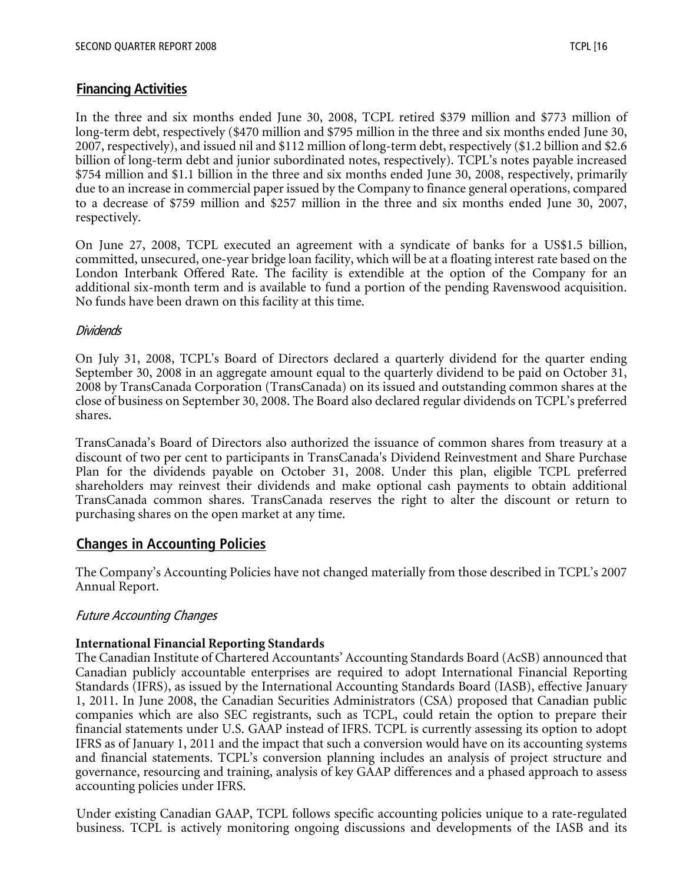## Financing Activities

In the three and six months ended June 30, 2008, TCPL retired $379 million and $773 million of long-term debt, respectively ($470 million and $795 million in the three and six months ended June 30, 2007, respectively), and issued nil and $112 million of long-term debt, respectively ($1.2 billion and $2.6 billion of long-term debt and junior subordinated notes, respectively). TCPL's notes payable increased $754 million and $1.1 billion in the three and six months ended June 30, 2008, respectively, primarily due to an increase in commercial paper issued by the Company to finance general operations, compared to a decrease of $759 million and $257 million in the three and six months ended June 30, 2007, respectively.

On June 27, 2008, TCPL executed an agreement with a syndicate of banks for a US$1.5 billion, committed, unsecured, one-year bridge loan facility, which will be at a floating interest rate based on the London Interbank Offered Rate. The facility is extendible at the option of the Company for an additional six-month term and is available to fund a portion of the pending Ravenswood acquisition. No funds have been drawn on this facility at this time.

### *Dividends*

On July 31, 2008, TCPL's Board of Directors declared a quarterly dividend for the quarter ending September 30, 2008 in an aggregate amount equal to the quarterly dividend to be paid on October 31, 2008 by TransCanada Corporation (TransCanada) on its issued and outstanding common shares at the close of business on September 30, 2008. The Board also declared regular dividends on TCPL's preferred shares.

TransCanada's Board of Directors also authorized the issuance of common shares from treasury at a discount of two per cent to participants in TransCanada's Dividend Reinvestment and Share Purchase Plan for the dividends payable on October 31, 2008. Under this plan, eligible TCPL preferred shareholders may reinvest their dividends and make optional cash payments to obtain additional TransCanada common shares. TransCanada reserves the right to alter the discount or return to purchasing shares on the open market at any time.

## Changes in Accounting Policies

The Company's Accounting Policies have not changed materially from those described in TCPL's 2007 Annual Report.

### *Future Accounting Changes*

**International Financial Reporting Standards**

The Canadian Institute of Chartered Accountants' Accounting Standards Board (AcSB) announced that Canadian publicly accountable enterprises are required to adopt International Financial Reporting Standards (IFRS), as issued by the International Accounting Standards Board (IASB), effective January 1, 2011. In June 2008, the Canadian Securities Administrators (CSA) proposed that Canadian public companies which are also SEC registrants, such as TCPL, could retain the option to prepare their financial statements under U.S. GAAP instead of IFRS. TCPL is currently assessing its option to adopt IFRS as of January 1, 2011 and the impact that such a conversion would have on its accounting systems and financial statements. TCPL's conversion planning includes an analysis of project structure and governance, resourcing and training, analysis of key GAAP differences and a phased approach to assess accounting policies under IFRS.

Under existing Canadian GAAP, TCPL follows specific accounting policies unique to a rate-regulated business. TCPL is actively monitoring ongoing discussions and developments of the IASB and its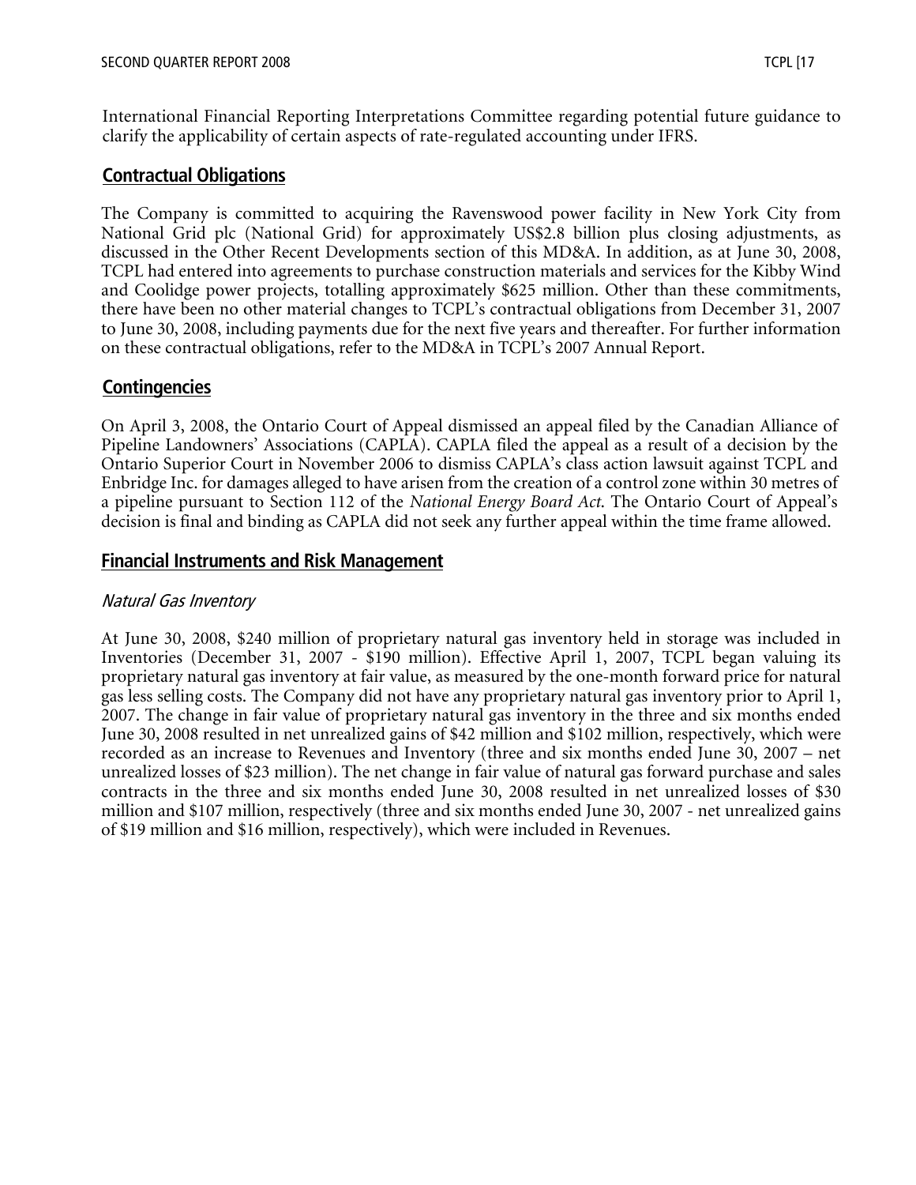International Financial Reporting Interpretations Committee regarding potential future guidance to clarify the applicability of certain aspects of rate-regulated accounting under IFRS.

## Contractual Obligations

The Company is committed to acquiring the Ravenswood power facility in New York City from National Grid plc (National Grid) for approximately US$2.8 billion plus closing adjustments, as discussed in the Other Recent Developments section of this MD&A. In addition, as at June 30, 2008, TCPL had entered into agreements to purchase construction materials and services for the Kibby Wind and Coolidge power projects, totalling approximately $625 million. Other than these commitments, there have been no other material changes to TCPL's contractual obligations from December 31, 2007 to June 30, 2008, including payments due for the next five years and thereafter. For further information on these contractual obligations, refer to the MD&A in TCPL's 2007 Annual Report.

## Contingencies

On April 3, 2008, the Ontario Court of Appeal dismissed an appeal filed by the Canadian Alliance of Pipeline Landowners' Associations (CAPLA). CAPLA filed the appeal as a result of a decision by the Ontario Superior Court in November 2006 to dismiss CAPLA's class action lawsuit against TCPL and Enbridge Inc. for damages alleged to have arisen from the creation of a control zone within 30 metres of a pipeline pursuant to Section 112 of the *National Energy Board Act*. The Ontario Court of Appeal's decision is final and binding as CAPLA did not seek any further appeal within the time frame allowed.

## Financial Instruments and Risk Management

### *Natural Gas Inventory*

At June 30, 2008, $240 million of proprietary natural gas inventory held in storage was included in Inventories (December 31, 2007 - $190 million). Effective April 1, 2007, TCPL began valuing its proprietary natural gas inventory at fair value, as measured by the one-month forward price for natural gas less selling costs. The Company did not have any proprietary natural gas inventory prior to April 1, 2007. The change in fair value of proprietary natural gas inventory in the three and six months ended June 30, 2008 resulted in net unrealized gains of $42 million and $102 million, respectively, which were recorded as an increase to Revenues and Inventory (three and six months ended June 30, 2007 – net unrealized losses of $23 million). The net change in fair value of natural gas forward purchase and sales contracts in the three and six months ended June 30, 2008 resulted in net unrealized losses of $30 million and $107 million, respectively (three and six months ended June 30, 2007 - net unrealized gains of $19 million and $16 million, respectively), which were included in Revenues.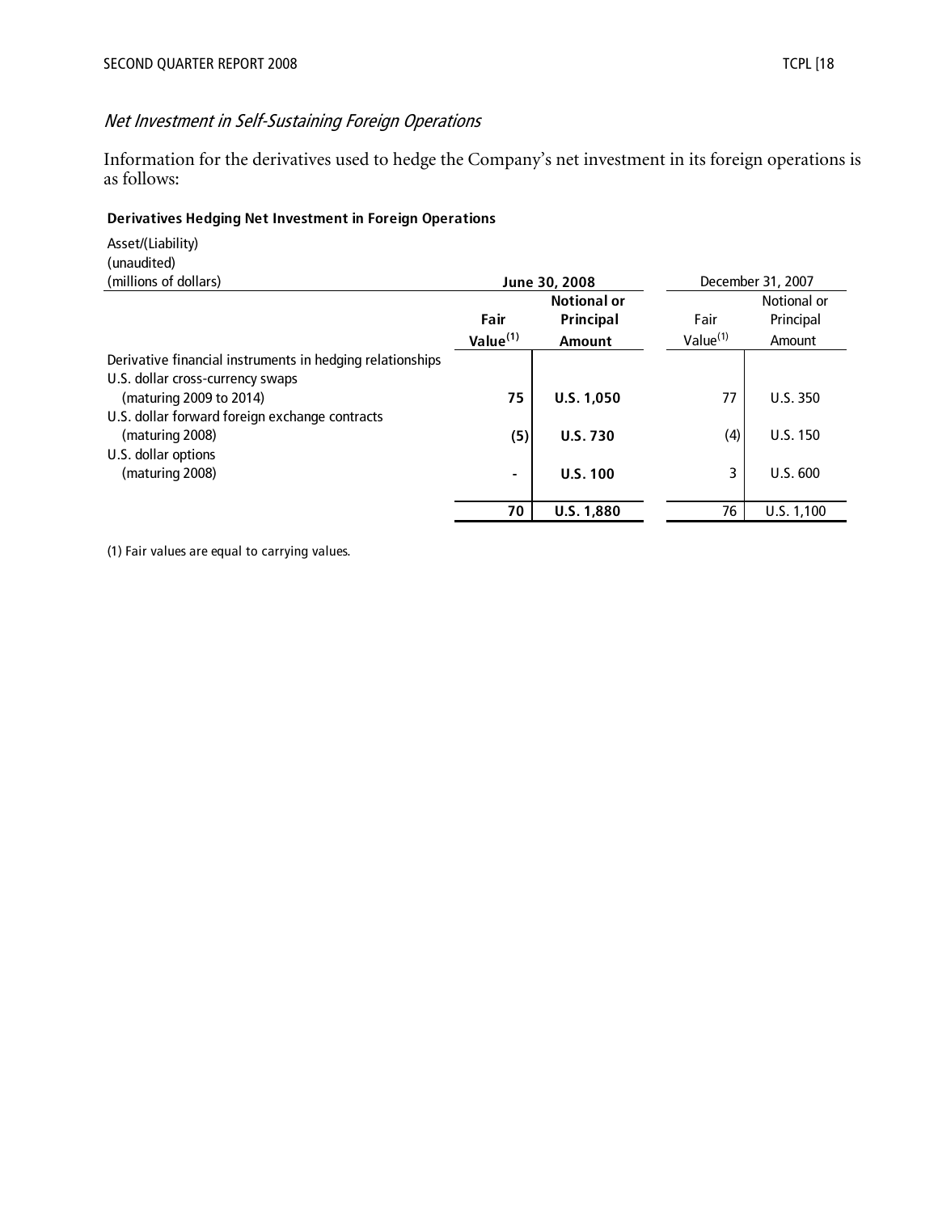### *Net Investment in Self-Sustaining Foreign Operations*

Information for the derivatives used to hedge the Company's net investment in its foreign operations is as follows:

**Derivatives Hedging Net Investment in Foreign Operations**

| Asset/(Liability)<br>(unaudited)<br>(millions of dollars) | **June 30, 2008** | | December 31, 2007 | |
|---|---|---|---|---|
| | **Fair Value[(1)]** | **Notional or Principal Amount** | Fair Value[(1)] | Notional or Principal Amount |
| Derivative financial instruments in hedging relationships | | | | |
| U.S. dollar cross-currency swaps (maturing 2009 to 2014) | **75** | **U.S. 1,050** | 77 | U.S. 350 |
| U.S. dollar forward foreign exchange contracts (maturing 2008) | **(5)** | **U.S. 730** | (4) | U.S. 150 |
| U.S. dollar options (maturing 2008) | **-** | **U.S. 100** | 3 | U.S. 600 |
| | **70** | **U.S. 1,880** | 76 | U.S. 1,100 |

(1) Fair values are equal to carrying values.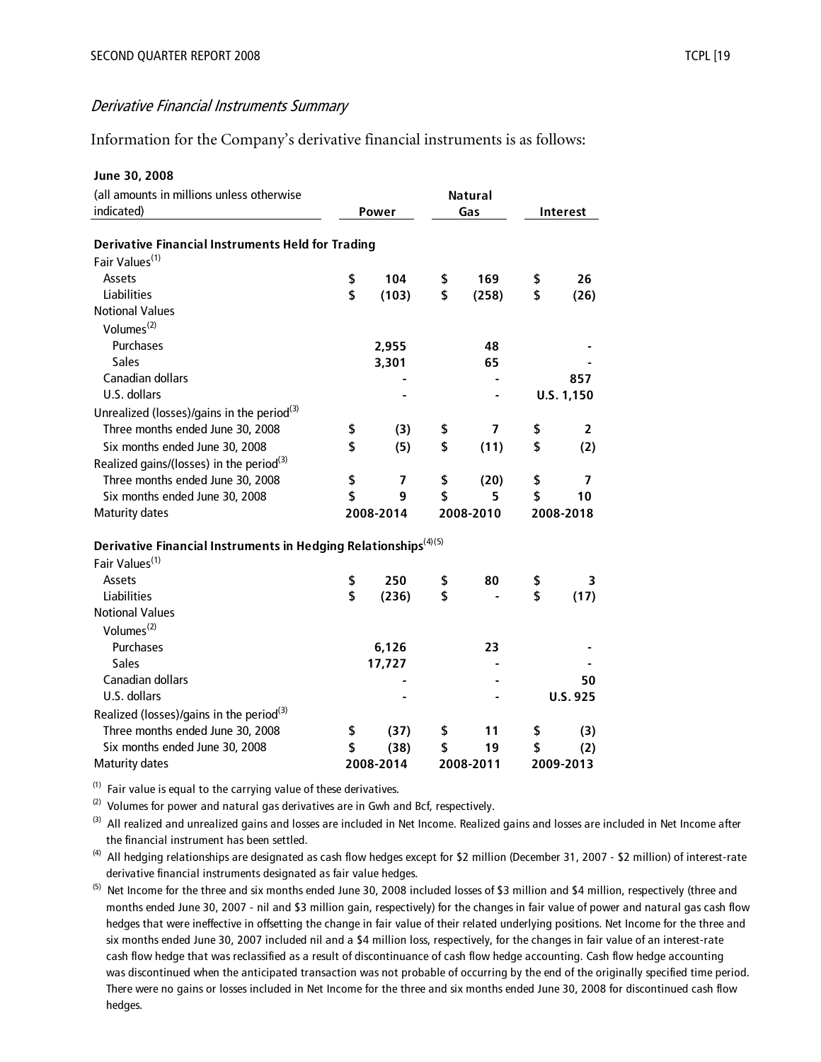*Derivative Financial Instruments Summary*

Information for the Company's derivative financial instruments is as follows:

| **June 30, 2008**<br>(all amounts in millions unless otherwise indicated) | **Power** | **Natural Gas** | **Interest** |
|---|---|---|---|
| **Derivative Financial Instruments Held for Trading** | | | |
| Fair Values[1] | | | |
| Assets | $ 104 | $ 169 | $ 26 |
| Liabilities | $ (103) | $ (258) | $ (26) |
| Notional Values | | | |
| Volumes[2] | | | |
| Purchases | 2,955 | 48 | - |
| Sales | 3,301 | 65 | - |
| Canadian dollars | - | - | 857 |
| U.S. dollars | - | - | U.S. 1,150 |
| Unrealized (losses)/gains in the period[3] | | | |
| Three months ended June 30, 2008 | $ (3) | $ 7 | $ 2 |
| Six months ended June 30, 2008 | $ (5) | $ (11) | $ (2) |
| Realized gains/(losses) in the period[3] | | | |
| Three months ended June 30, 2008 | $ 7 | $ (20) | $ 7 |
| Six months ended June 30, 2008 | $ 9 | $ 5 | $ 10 |
| Maturity dates | 2008-2014 | 2008-2010 | 2008-2018 |
| **Derivative Financial Instruments in Hedging Relationships**[4][5] | | | |
| Fair Values[1] | | | |
| Assets | $ 250 | $ 80 | $ 3 |
| Liabilities | $ (236) | $ - | $ (17) |
| Notional Values | | | |
| Volumes[2] | | | |
| Purchases | 6,126 | 23 | - |
| Sales | 17,727 | - | - |
| Canadian dollars | - | - | 50 |
| U.S. dollars | - | - | U.S. 925 |
| Realized (losses)/gains in the period[3] | | | |
| Three months ended June 30, 2008 | $ (37) | $ 11 | $ (3) |
| Six months ended June 30, 2008 | $ (38) | $ 19 | $ (2) |
| Maturity dates | 2008-2014 | 2008-2011 | 2009-2013 |

(1) Fair value is equal to the carrying value of these derivatives.

(2) Volumes for power and natural gas derivatives are in Gwh and Bcf, respectively.

(3) All realized and unrealized gains and losses are included in Net Income. Realized gains and losses are included in Net Income after the financial instrument has been settled.

(4) All hedging relationships are designated as cash flow hedges except for $2 million (December 31, 2007 - $2 million) of interest-rate derivative financial instruments designated as fair value hedges.

(5) Net Income for the three and six months ended June 30, 2008 included losses of $3 million and $4 million, respectively (three and months ended June 30, 2007 - nil and $3 million gain, respectively) for the changes in fair value of power and natural gas cash flow hedges that were ineffective in offsetting the change in fair value of their related underlying positions. Net Income for the three and six months ended June 30, 2007 included nil and a $4 million loss, respectively, for the changes in fair value of an interest-rate cash flow hedge that was reclassified as a result of discontinuance of cash flow hedge accounting. Cash flow hedge accounting was discontinued when the anticipated transaction was not probable of occurring by the end of the originally specified time period. There were no gains or losses included in Net Income for the three and six months ended June 30, 2008 for discontinued cash flow hedges.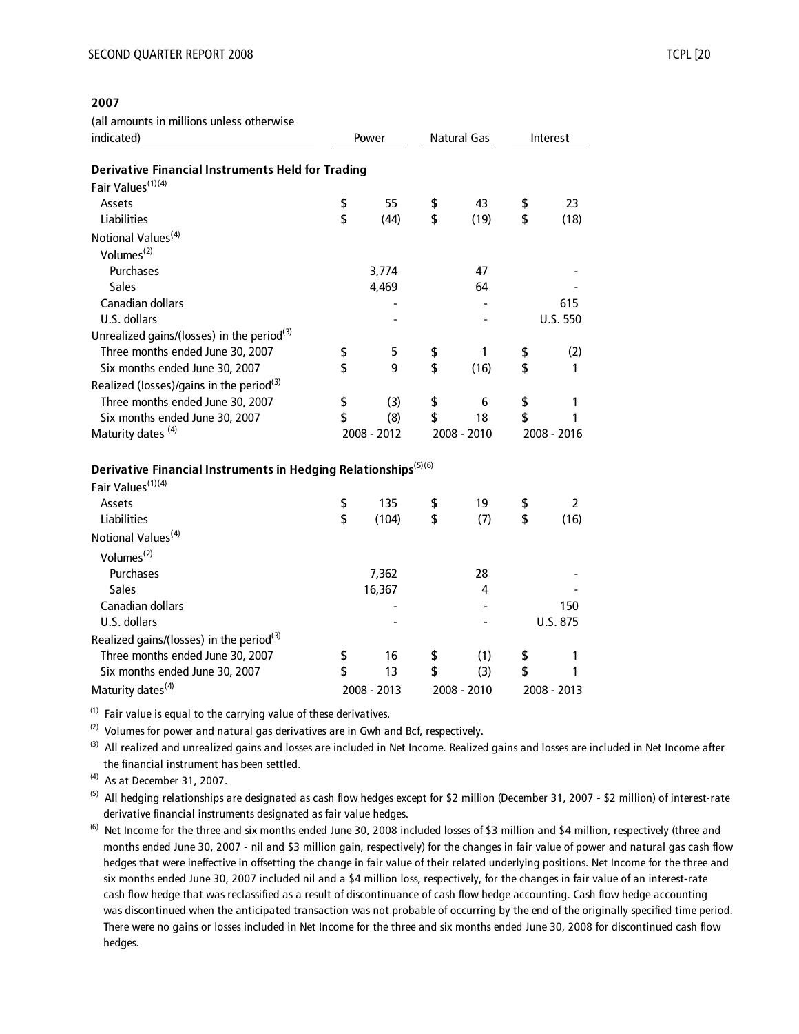**2007**

| (all amounts in millions unless otherwise indicated) | Power | Natural Gas | Interest |
|---|---|---|---|
| **Derivative Financial Instruments Held for Trading** | | | |
| Fair Values[(1)(4)] | | | |
| Assets | $ 55 | $ 43 | $ 23 |
| Liabilities | $ (44) | $ (19) | $ (18) |
| Notional Values[(4)] | | | |
| Volumes[(2)] | | | |
| Purchases | 3,774 | 47 | - |
| Sales | 4,469 | 64 | - |
| Canadian dollars | - | - | 615 |
| U.S. dollars | - | - | U.S. 550 |
| Unrealized gains/(losses) in the period[(3)] | | | |
| Three months ended June 30, 2007 | $ 5 | $ 1 | $ (2) |
| Six months ended June 30, 2007 | $ 9 | $ (16) | $ 1 |
| Realized (losses)/gains in the period[(3)] | | | |
| Three months ended June 30, 2007 | $ (3) | $ 6 | $ 1 |
| Six months ended June 30, 2007 | $ (8) | $ 18 | $ 1 |
| Maturity dates[(4)] | 2008 - 2012 | 2008 - 2010 | 2008 - 2016 |
| **Derivative Financial Instruments in Hedging Relationships[(5)(6)]** | | | |
| Fair Values[(1)(4)] | | | |
| Assets | $ 135 | $ 19 | $ 2 |
| Liabilities | $ (104) | $ (7) | $ (16) |
| Notional Values[(4)] | | | |
| Volumes[(2)] | | | |
| Purchases | 7,362 | 28 | - |
| Sales | 16,367 | 4 | - |
| Canadian dollars | - | - | 150 |
| U.S. dollars | - | - | U.S. 875 |
| Realized gains/(losses) in the period[(3)] | | | |
| Three months ended June 30, 2007 | $ 16 | $ (1) | $ 1 |
| Six months ended June 30, 2007 | $ 13 | $ (3) | $ 1 |
| Maturity dates[(4)] | 2008 - 2013 | 2008 - 2010 | 2008 - 2013 |

(1) Fair value is equal to the carrying value of these derivatives.

(2) Volumes for power and natural gas derivatives are in Gwh and Bcf, respectively.

(3) All realized and unrealized gains and losses are included in Net Income. Realized gains and losses are included in Net Income after the financial instrument has been settled.

(4) As at December 31, 2007.

(5) All hedging relationships are designated as cash flow hedges except for $2 million (December 31, 2007 - $2 million) of interest-rate derivative financial instruments designated as fair value hedges.

(6) Net Income for the three and six months ended June 30, 2008 included losses of $3 million and $4 million, respectively (three and months ended June 30, 2007 - nil and $3 million gain, respectively) for the changes in fair value of power and natural gas cash flow hedges that were ineffective in offsetting the change in fair value of their related underlying positions. Net Income for the three and six months ended June 30, 2007 included nil and a $4 million loss, respectively, for the changes in fair value of an interest-rate cash flow hedge that was reclassified as a result of discontinuance of cash flow hedge accounting. Cash flow hedge accounting was discontinued when the anticipated transaction was not probable of occurring by the end of the originally specified time period. There were no gains or losses included in Net Income for the three and six months ended June 30, 2008 for discontinued cash flow hedges.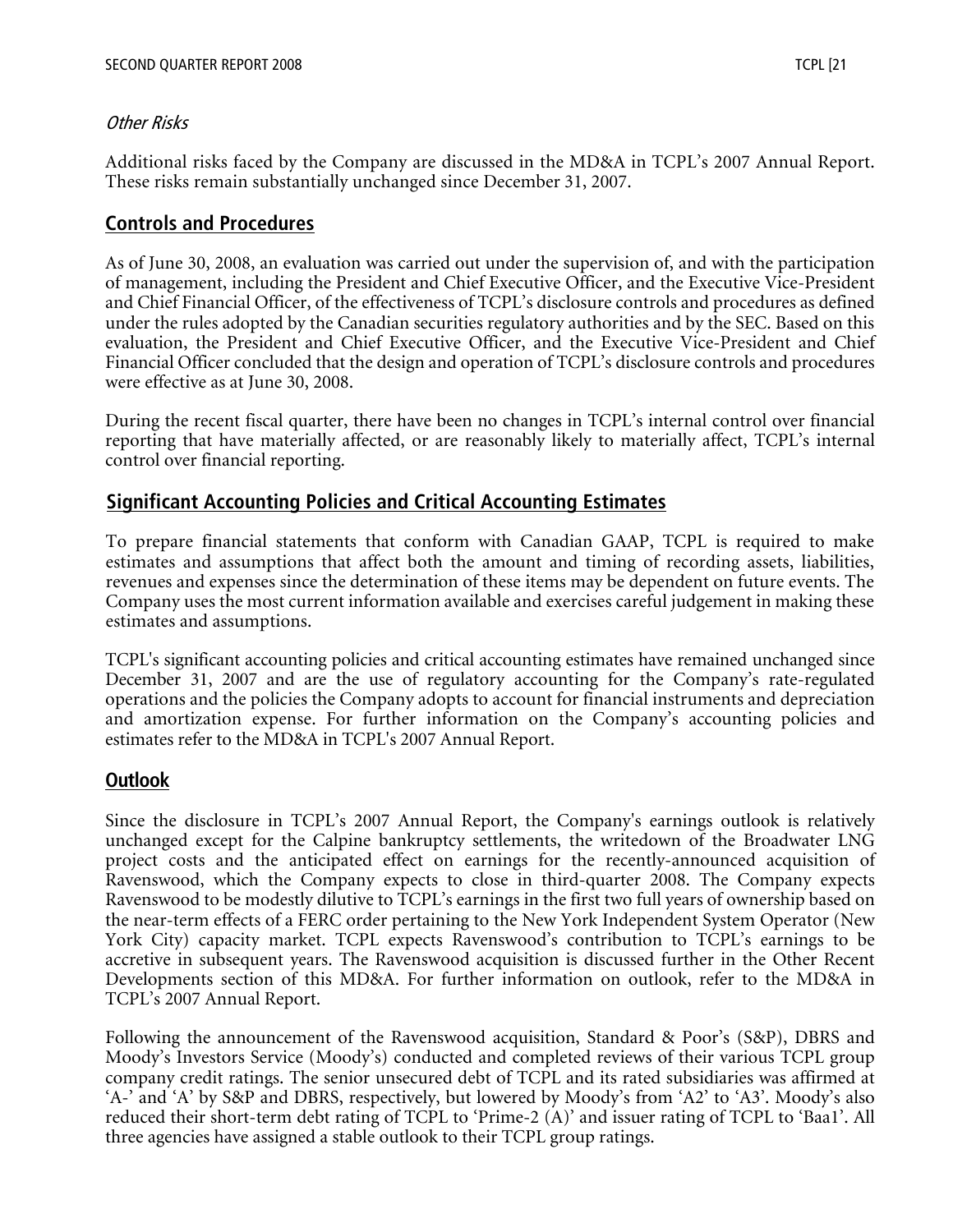*Other Risks*

Additional risks faced by the Company are discussed in the MD&A in TCPL's 2007 Annual Report. These risks remain substantially unchanged since December 31, 2007.

## Controls and Procedures

As of June 30, 2008, an evaluation was carried out under the supervision of, and with the participation of management, including the President and Chief Executive Officer, and the Executive Vice-President and Chief Financial Officer, of the effectiveness of TCPL's disclosure controls and procedures as defined under the rules adopted by the Canadian securities regulatory authorities and by the SEC. Based on this evaluation, the President and Chief Executive Officer, and the Executive Vice-President and Chief Financial Officer concluded that the design and operation of TCPL's disclosure controls and procedures were effective as at June 30, 2008.

During the recent fiscal quarter, there have been no changes in TCPL's internal control over financial reporting that have materially affected, or are reasonably likely to materially affect, TCPL's internal control over financial reporting.

## Significant Accounting Policies and Critical Accounting Estimates

To prepare financial statements that conform with Canadian GAAP, TCPL is required to make estimates and assumptions that affect both the amount and timing of recording assets, liabilities, revenues and expenses since the determination of these items may be dependent on future events. The Company uses the most current information available and exercises careful judgement in making these estimates and assumptions.

TCPL's significant accounting policies and critical accounting estimates have remained unchanged since December 31, 2007 and are the use of regulatory accounting for the Company's rate-regulated operations and the policies the Company adopts to account for financial instruments and depreciation and amortization expense. For further information on the Company's accounting policies and estimates refer to the MD&A in TCPL's 2007 Annual Report.

## Outlook

Since the disclosure in TCPL's 2007 Annual Report, the Company's earnings outlook is relatively unchanged except for the Calpine bankruptcy settlements, the writedown of the Broadwater LNG project costs and the anticipated effect on earnings for the recently-announced acquisition of Ravenswood, which the Company expects to close in third-quarter 2008. The Company expects Ravenswood to be modestly dilutive to TCPL's earnings in the first two full years of ownership based on the near-term effects of a FERC order pertaining to the New York Independent System Operator (New York City) capacity market. TCPL expects Ravenswood's contribution to TCPL's earnings to be accretive in subsequent years. The Ravenswood acquisition is discussed further in the Other Recent Developments section of this MD&A. For further information on outlook, refer to the MD&A in TCPL's 2007 Annual Report.

Following the announcement of the Ravenswood acquisition, Standard & Poor's (S&P), DBRS and Moody's Investors Service (Moody's) conducted and completed reviews of their various TCPL group company credit ratings. The senior unsecured debt of TCPL and its rated subsidiaries was affirmed at 'A-' and 'A' by S&P and DBRS, respectively, but lowered by Moody's from 'A2' to 'A3'. Moody's also reduced their short-term debt rating of TCPL to 'Prime-2 (A)' and issuer rating of TCPL to 'Baa1'. All three agencies have assigned a stable outlook to their TCPL group ratings.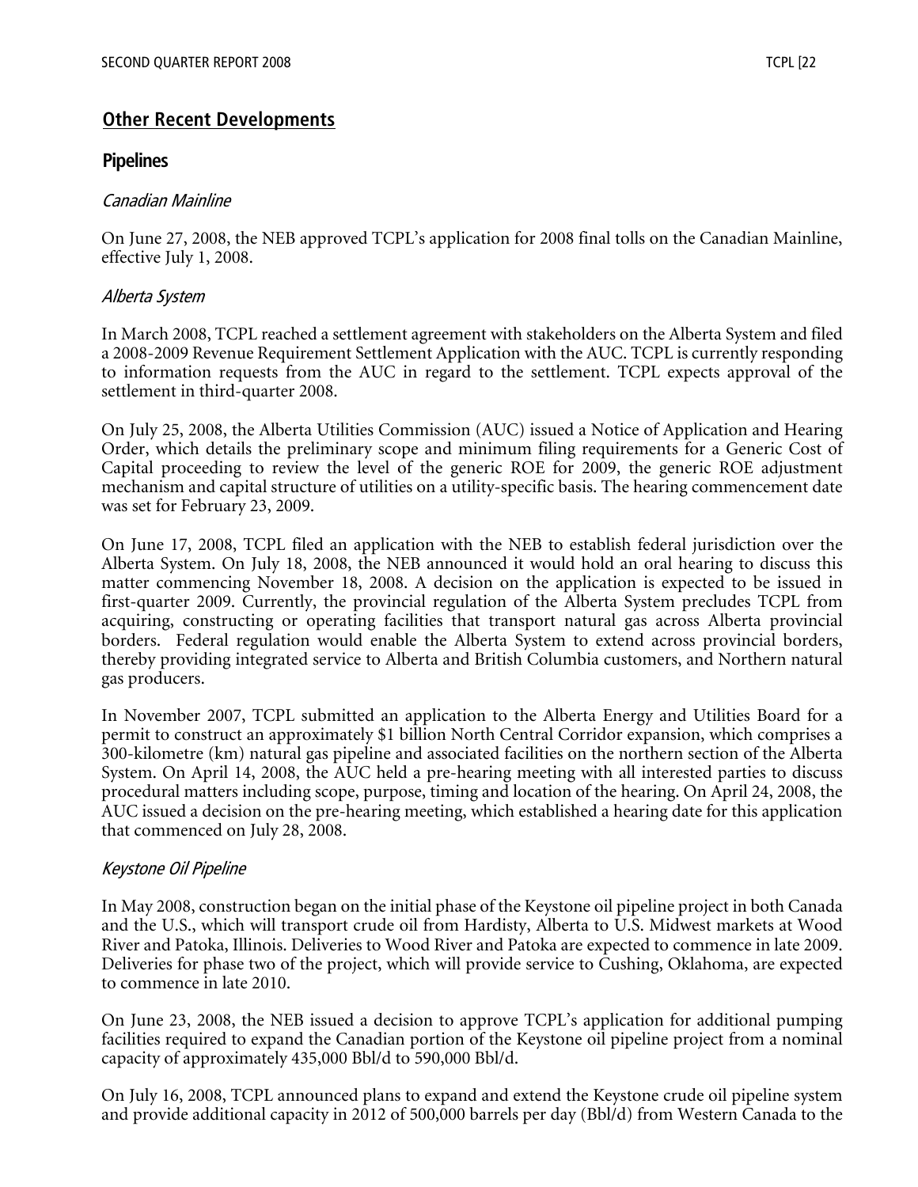## Other Recent Developments

### Pipelines

*Canadian Mainline*

On June 27, 2008, the NEB approved TCPL's application for 2008 final tolls on the Canadian Mainline, effective July 1, 2008.

*Alberta System*

In March 2008, TCPL reached a settlement agreement with stakeholders on the Alberta System and filed a 2008-2009 Revenue Requirement Settlement Application with the AUC. TCPL is currently responding to information requests from the AUC in regard to the settlement. TCPL expects approval of the settlement in third-quarter 2008.

On July 25, 2008, the Alberta Utilities Commission (AUC) issued a Notice of Application and Hearing Order, which details the preliminary scope and minimum filing requirements for a Generic Cost of Capital proceeding to review the level of the generic ROE for 2009, the generic ROE adjustment mechanism and capital structure of utilities on a utility-specific basis. The hearing commencement date was set for February 23, 2009.

On June 17, 2008, TCPL filed an application with the NEB to establish federal jurisdiction over the Alberta System. On July 18, 2008, the NEB announced it would hold an oral hearing to discuss this matter commencing November 18, 2008. A decision on the application is expected to be issued in first-quarter 2009. Currently, the provincial regulation of the Alberta System precludes TCPL from acquiring, constructing or operating facilities that transport natural gas across Alberta provincial borders. Federal regulation would enable the Alberta System to extend across provincial borders, thereby providing integrated service to Alberta and British Columbia customers, and Northern natural gas producers.

In November 2007, TCPL submitted an application to the Alberta Energy and Utilities Board for a permit to construct an approximately $1 billion North Central Corridor expansion, which comprises a 300-kilometre (km) natural gas pipeline and associated facilities on the northern section of the Alberta System. On April 14, 2008, the AUC held a pre-hearing meeting with all interested parties to discuss procedural matters including scope, purpose, timing and location of the hearing. On April 24, 2008, the AUC issued a decision on the pre-hearing meeting, which established a hearing date for this application that commenced on July 28, 2008.

*Keystone Oil Pipeline*

In May 2008, construction began on the initial phase of the Keystone oil pipeline project in both Canada and the U.S., which will transport crude oil from Hardisty, Alberta to U.S. Midwest markets at Wood River and Patoka, Illinois. Deliveries to Wood River and Patoka are expected to commence in late 2009. Deliveries for phase two of the project, which will provide service to Cushing, Oklahoma, are expected to commence in late 2010.

On June 23, 2008, the NEB issued a decision to approve TCPL's application for additional pumping facilities required to expand the Canadian portion of the Keystone oil pipeline project from a nominal capacity of approximately 435,000 Bbl/d to 590,000 Bbl/d.

On July 16, 2008, TCPL announced plans to expand and extend the Keystone crude oil pipeline system and provide additional capacity in 2012 of 500,000 barrels per day (Bbl/d) from Western Canada to the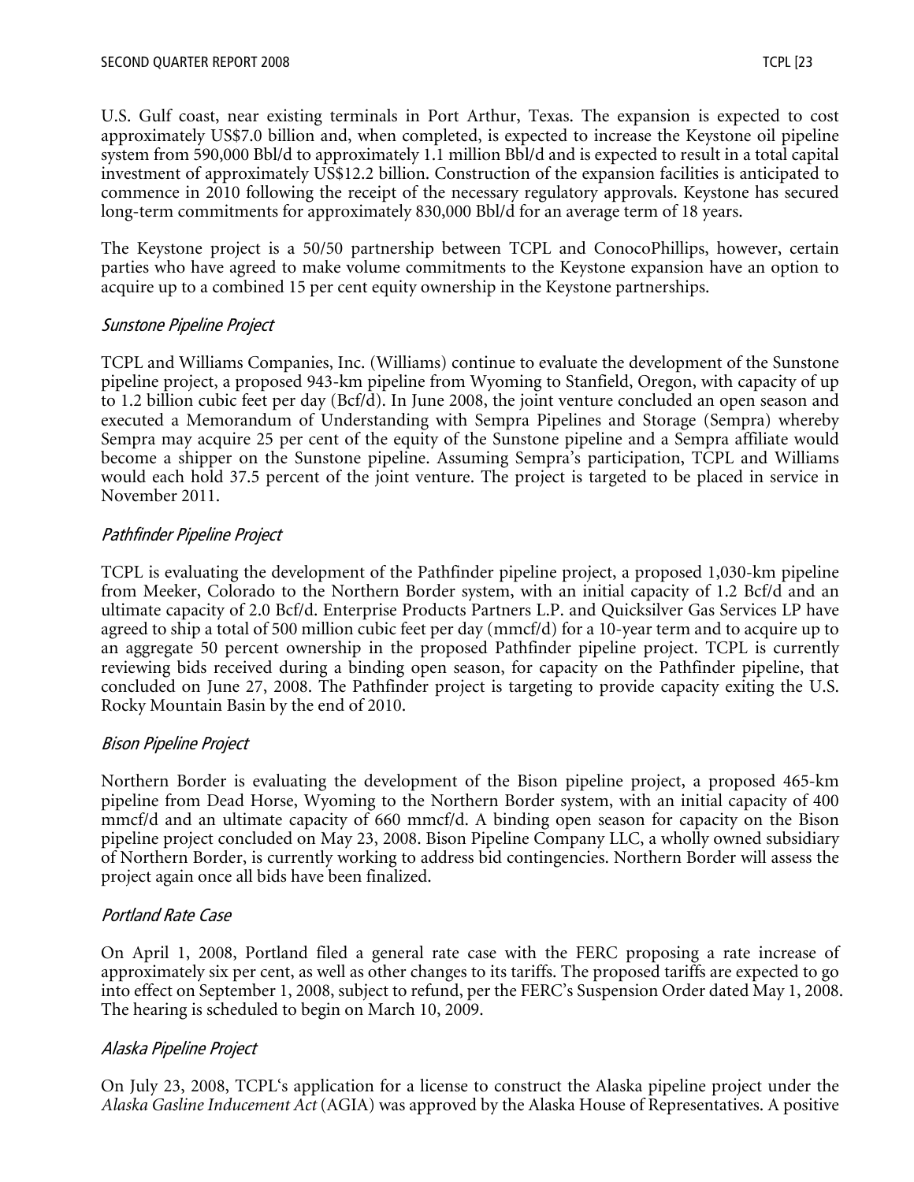U.S. Gulf coast, near existing terminals in Port Arthur, Texas. The expansion is expected to cost approximately US$7.0 billion and, when completed, is expected to increase the Keystone oil pipeline system from 590,000 Bbl/d to approximately 1.1 million Bbl/d and is expected to result in a total capital investment of approximately US$12.2 billion. Construction of the expansion facilities is anticipated to commence in 2010 following the receipt of the necessary regulatory approvals. Keystone has secured long-term commitments for approximately 830,000 Bbl/d for an average term of 18 years.

The Keystone project is a 50/50 partnership between TCPL and ConocoPhillips, however, certain parties who have agreed to make volume commitments to the Keystone expansion have an option to acquire up to a combined 15 per cent equity ownership in the Keystone partnerships.

### *Sunstone Pipeline Project*

TCPL and Williams Companies, Inc. (Williams) continue to evaluate the development of the Sunstone pipeline project, a proposed 943-km pipeline from Wyoming to Stanfield, Oregon, with capacity of up to 1.2 billion cubic feet per day (Bcf/d). In June 2008, the joint venture concluded an open season and executed a Memorandum of Understanding with Sempra Pipelines and Storage (Sempra) whereby Sempra may acquire 25 per cent of the equity of the Sunstone pipeline and a Sempra affiliate would become a shipper on the Sunstone pipeline. Assuming Sempra's participation, TCPL and Williams would each hold 37.5 percent of the joint venture. The project is targeted to be placed in service in November 2011.

### *Pathfinder Pipeline Project*

TCPL is evaluating the development of the Pathfinder pipeline project, a proposed 1,030-km pipeline from Meeker, Colorado to the Northern Border system, with an initial capacity of 1.2 Bcf/d and an ultimate capacity of 2.0 Bcf/d. Enterprise Products Partners L.P. and Quicksilver Gas Services LP have agreed to ship a total of 500 million cubic feet per day (mmcf/d) for a 10-year term and to acquire up to an aggregate 50 percent ownership in the proposed Pathfinder pipeline project. TCPL is currently reviewing bids received during a binding open season, for capacity on the Pathfinder pipeline, that concluded on June 27, 2008. The Pathfinder project is targeting to provide capacity exiting the U.S. Rocky Mountain Basin by the end of 2010.

### *Bison Pipeline Project*

Northern Border is evaluating the development of the Bison pipeline project, a proposed 465-km pipeline from Dead Horse, Wyoming to the Northern Border system, with an initial capacity of 400 mmcf/d and an ultimate capacity of 660 mmcf/d. A binding open season for capacity on the Bison pipeline project concluded on May 23, 2008. Bison Pipeline Company LLC, a wholly owned subsidiary of Northern Border, is currently working to address bid contingencies. Northern Border will assess the project again once all bids have been finalized.

### *Portland Rate Case*

On April 1, 2008, Portland filed a general rate case with the FERC proposing a rate increase of approximately six per cent, as well as other changes to its tariffs. The proposed tariffs are expected to go into effect on September 1, 2008, subject to refund, per the FERC's Suspension Order dated May 1, 2008. The hearing is scheduled to begin on March 10, 2009.

### *Alaska Pipeline Project*

On July 23, 2008, TCPL's application for a license to construct the Alaska pipeline project under the *Alaska Gasline Inducement Act* (AGIA) was approved by the Alaska House of Representatives. A positive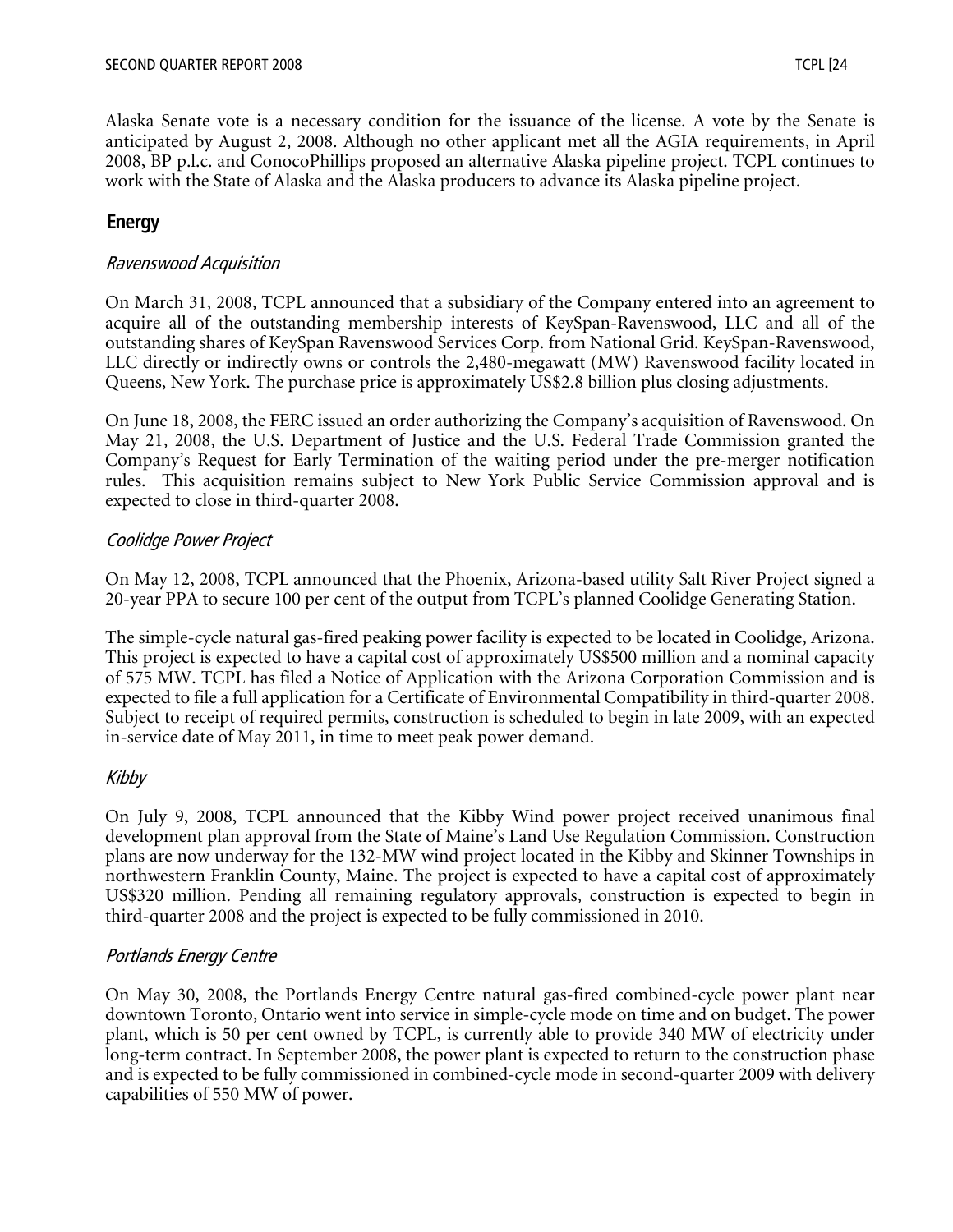Alaska Senate vote is a necessary condition for the issuance of the license. A vote by the Senate is anticipated by August 2, 2008. Although no other applicant met all the AGIA requirements, in April 2008, BP p.l.c. and ConocoPhillips proposed an alternative Alaska pipeline project. TCPL continues to work with the State of Alaska and the Alaska producers to advance its Alaska pipeline project.

## Energy

### *Ravenswood Acquisition*

On March 31, 2008, TCPL announced that a subsidiary of the Company entered into an agreement to acquire all of the outstanding membership interests of KeySpan-Ravenswood, LLC and all of the outstanding shares of KeySpan Ravenswood Services Corp. from National Grid. KeySpan-Ravenswood, LLC directly or indirectly owns or controls the 2,480-megawatt (MW) Ravenswood facility located in Queens, New York. The purchase price is approximately US$2.8 billion plus closing adjustments.

On June 18, 2008, the FERC issued an order authorizing the Company's acquisition of Ravenswood. On May 21, 2008, the U.S. Department of Justice and the U.S. Federal Trade Commission granted the Company's Request for Early Termination of the waiting period under the pre-merger notification rules. This acquisition remains subject to New York Public Service Commission approval and is expected to close in third-quarter 2008.

### *Coolidge Power Project*

On May 12, 2008, TCPL announced that the Phoenix, Arizona-based utility Salt River Project signed a 20-year PPA to secure 100 per cent of the output from TCPL's planned Coolidge Generating Station.

The simple-cycle natural gas-fired peaking power facility is expected to be located in Coolidge, Arizona. This project is expected to have a capital cost of approximately US$500 million and a nominal capacity of 575 MW. TCPL has filed a Notice of Application with the Arizona Corporation Commission and is expected to file a full application for a Certificate of Environmental Compatibility in third-quarter 2008. Subject to receipt of required permits, construction is scheduled to begin in late 2009, with an expected in-service date of May 2011, in time to meet peak power demand.

### *Kibby*

On July 9, 2008, TCPL announced that the Kibby Wind power project received unanimous final development plan approval from the State of Maine's Land Use Regulation Commission. Construction plans are now underway for the 132-MW wind project located in the Kibby and Skinner Townships in northwestern Franklin County, Maine. The project is expected to have a capital cost of approximately US$320 million. Pending all remaining regulatory approvals, construction is expected to begin in third-quarter 2008 and the project is expected to be fully commissioned in 2010.

### *Portlands Energy Centre*

On May 30, 2008, the Portlands Energy Centre natural gas-fired combined-cycle power plant near downtown Toronto, Ontario went into service in simple-cycle mode on time and on budget. The power plant, which is 50 per cent owned by TCPL, is currently able to provide 340 MW of electricity under long-term contract. In September 2008, the power plant is expected to return to the construction phase and is expected to be fully commissioned in combined-cycle mode in second-quarter 2009 with delivery capabilities of 550 MW of power.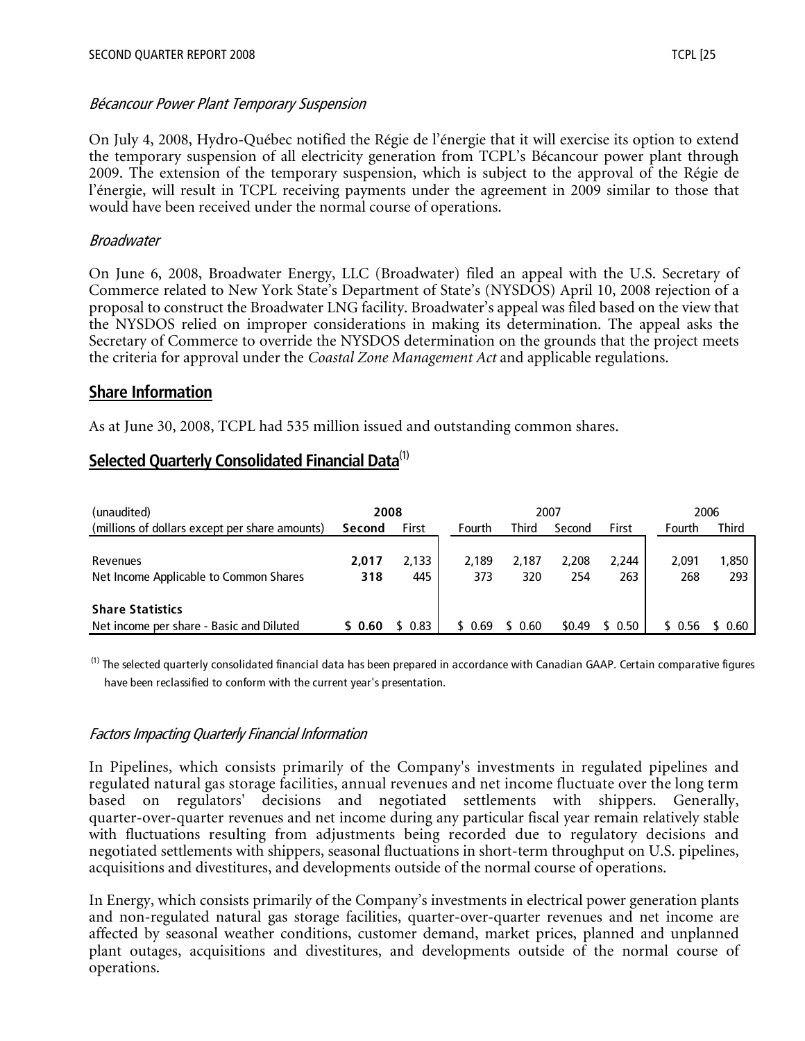*Bécancour Power Plant Temporary Suspension*

On July 4, 2008, Hydro-Québec notified the Régie de l'énergie that it will exercise its option to extend the temporary suspension of all electricity generation from TCPL's Bécancour power plant through 2009. The extension of the temporary suspension, which is subject to the approval of the Régie de l'énergie, will result in TCPL receiving payments under the agreement in 2009 similar to those that would have been received under the normal course of operations.

*Broadwater*

On June 6, 2008, Broadwater Energy, LLC (Broadwater) filed an appeal with the U.S. Secretary of Commerce related to New York State's Department of State's (NYSDOS) April 10, 2008 rejection of a proposal to construct the Broadwater LNG facility. Broadwater's appeal was filed based on the view that the NYSDOS relied on improper considerations in making its determination. The appeal asks the Secretary of Commerce to override the NYSDOS determination on the grounds that the project meets the criteria for approval under the *Coastal Zone Management Act* and applicable regulations.

## Share Information

As at June 30, 2008, TCPL had 535 million issued and outstanding common shares.

## Selected Quarterly Consolidated Financial Data[1]

| (unaudited) | 2008 | | 2007 | | | | 2006 | |
|---|---|---|---|---|---|---|---|---|
| (millions of dollars except per share amounts) | **Second** | First | Fourth | Third | Second | First | Fourth | Third |
| Revenues | **2,017** | 2,133 | 2,189 | 2,187 | 2,208 | 2,244 | 2,091 | 1,850 |
| Net Income Applicable to Common Shares | **318** | 445 | 373 | 320 | 254 | 263 | 268 | 293 |
| **Share Statistics** | | | | | | | | |
| Net income per share - Basic and Diluted | **$ 0.60** | $ 0.83 | $ 0.69 | $ 0.60 | $0.49 | $ 0.50 | $ 0.56 | $ 0.60 |

[1] The selected quarterly consolidated financial data has been prepared in accordance with Canadian GAAP. Certain comparative figures have been reclassified to conform with the current year's presentation.

*Factors Impacting Quarterly Financial Information*

In Pipelines, which consists primarily of the Company's investments in regulated pipelines and regulated natural gas storage facilities, annual revenues and net income fluctuate over the long term based on regulators' decisions and negotiated settlements with shippers. Generally, quarter-over-quarter revenues and net income during any particular fiscal year remain relatively stable with fluctuations resulting from adjustments being recorded due to regulatory decisions and negotiated settlements with shippers, seasonal fluctuations in short-term throughput on U.S. pipelines, acquisitions and divestitures, and developments outside of the normal course of operations.

In Energy, which consists primarily of the Company's investments in electrical power generation plants and non-regulated natural gas storage facilities, quarter-over-quarter revenues and net income are affected by seasonal weather conditions, customer demand, market prices, planned and unplanned plant outages, acquisitions and divestitures, and developments outside of the normal course of operations.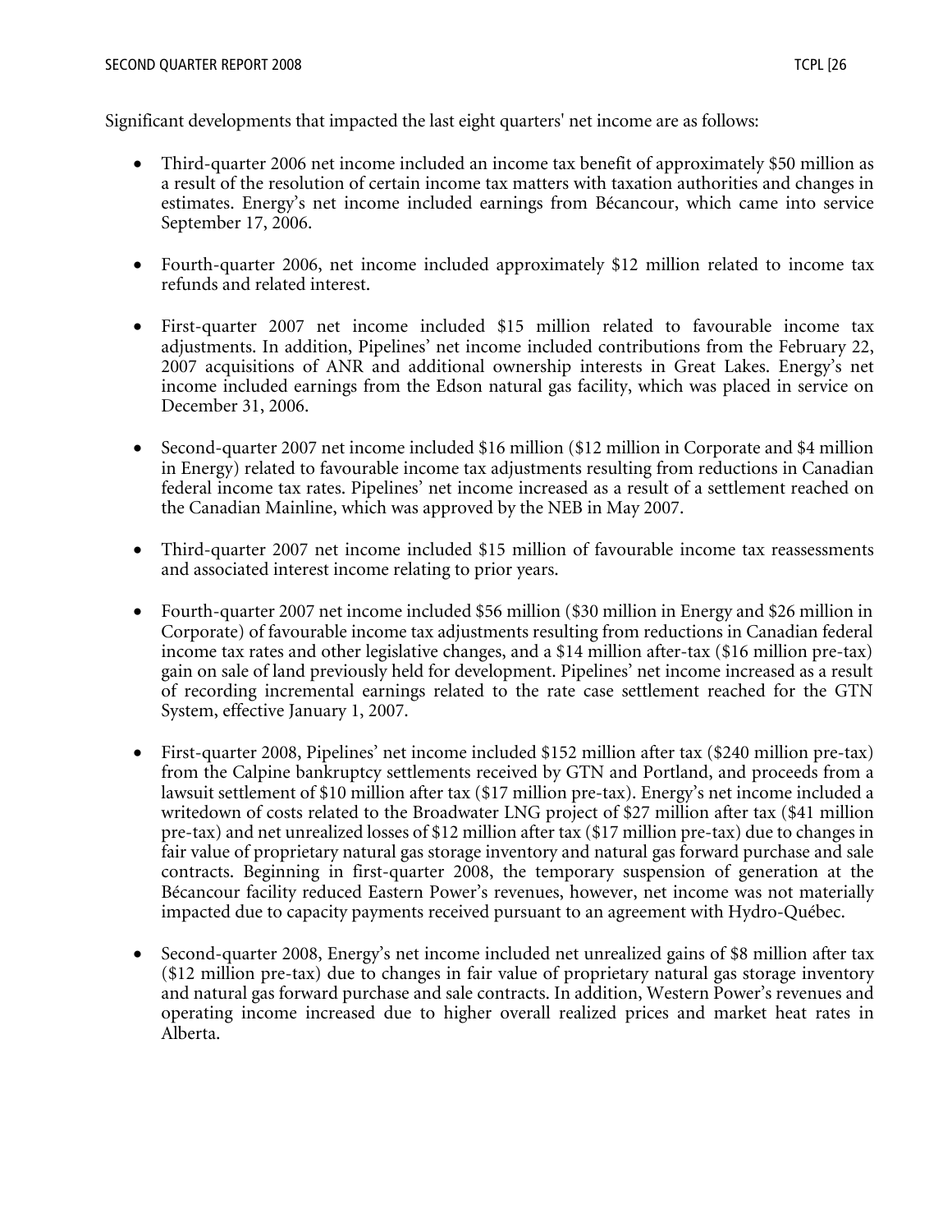Significant developments that impacted the last eight quarters' net income are as follows:

- Third-quarter 2006 net income included an income tax benefit of approximately $50 million as a result of the resolution of certain income tax matters with taxation authorities and changes in estimates. Energy's net income included earnings from Bécancour, which came into service September 17, 2006.

- Fourth-quarter 2006, net income included approximately $12 million related to income tax refunds and related interest.

- First-quarter 2007 net income included $15 million related to favourable income tax adjustments. In addition, Pipelines' net income included contributions from the February 22, 2007 acquisitions of ANR and additional ownership interests in Great Lakes. Energy's net income included earnings from the Edson natural gas facility, which was placed in service on December 31, 2006.

- Second-quarter 2007 net income included $16 million ($12 million in Corporate and $4 million in Energy) related to favourable income tax adjustments resulting from reductions in Canadian federal income tax rates. Pipelines' net income increased as a result of a settlement reached on the Canadian Mainline, which was approved by the NEB in May 2007.

- Third-quarter 2007 net income included $15 million of favourable income tax reassessments and associated interest income relating to prior years.

- Fourth-quarter 2007 net income included $56 million ($30 million in Energy and $26 million in Corporate) of favourable income tax adjustments resulting from reductions in Canadian federal income tax rates and other legislative changes, and a $14 million after-tax ($16 million pre-tax) gain on sale of land previously held for development. Pipelines' net income increased as a result of recording incremental earnings related to the rate case settlement reached for the GTN System, effective January 1, 2007.

- First-quarter 2008, Pipelines' net income included $152 million after tax ($240 million pre-tax) from the Calpine bankruptcy settlements received by GTN and Portland, and proceeds from a lawsuit settlement of $10 million after tax ($17 million pre-tax). Energy's net income included a writedown of costs related to the Broadwater LNG project of $27 million after tax ($41 million pre-tax) and net unrealized losses of $12 million after tax ($17 million pre-tax) due to changes in fair value of proprietary natural gas storage inventory and natural gas forward purchase and sale contracts. Beginning in first-quarter 2008, the temporary suspension of generation at the Bécancour facility reduced Eastern Power's revenues, however, net income was not materially impacted due to capacity payments received pursuant to an agreement with Hydro-Québec.

- Second-quarter 2008, Energy's net income included net unrealized gains of $8 million after tax ($12 million pre-tax) due to changes in fair value of proprietary natural gas storage inventory and natural gas forward purchase and sale contracts. In addition, Western Power's revenues and operating income increased due to higher overall realized prices and market heat rates in Alberta.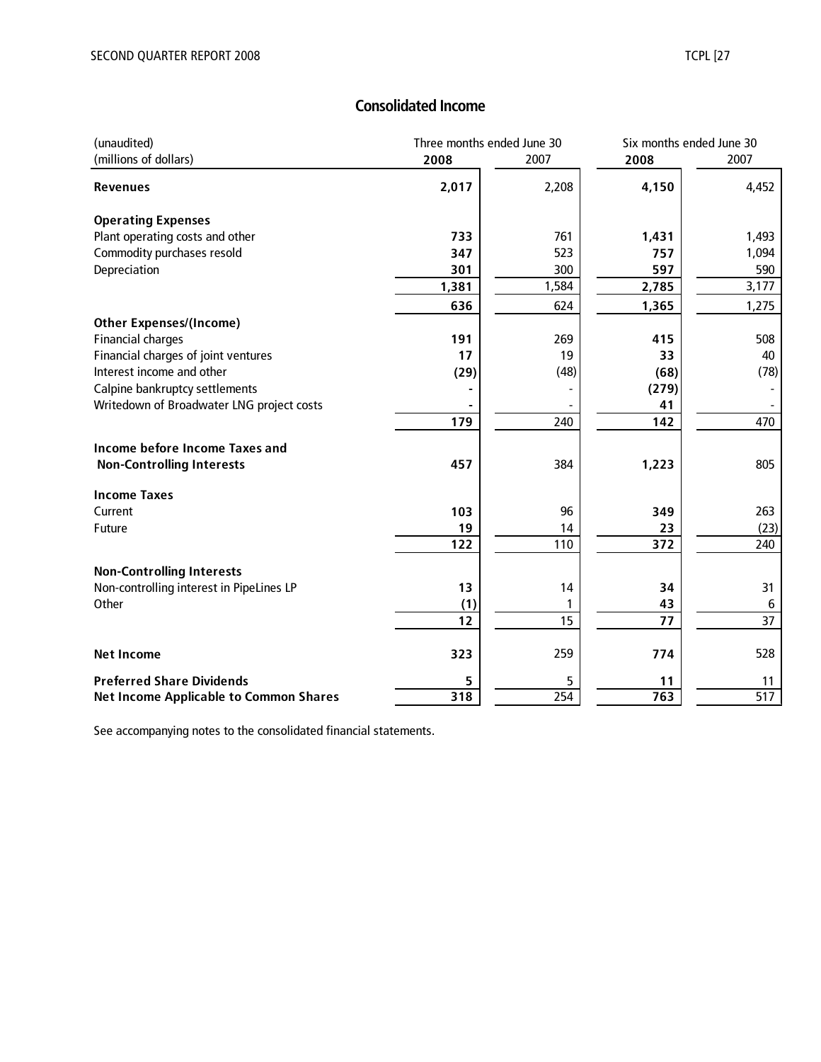## Consolidated Income

| (unaudited)<br>(millions of dollars) | Three months ended June 30<br>2008 | <br>2007 | Six months ended June 30<br>2008 | <br>2007 |
|---|---|---|---|---|
| **Revenues** | **2,017** | 2,208 | **4,150** | 4,452 |
| **Operating Expenses** | | | | |
| Plant operating costs and other | **733** | 761 | **1,431** | 1,493 |
| Commodity purchases resold | **347** | 523 | **757** | 1,094 |
| Depreciation | **301** | 300 | **597** | 590 |
| | **1,381** | 1,584 | **2,785** | 3,177 |
| | **636** | 624 | **1,365** | 1,275 |
| **Other Expenses/(Income)** | | | | |
| Financial charges | **191** | 269 | **415** | 508 |
| Financial charges of joint ventures | **17** | 19 | **33** | 40 |
| Interest income and other | **(29)** | (48) | **(68)** | (78) |
| Calpine bankruptcy settlements | **-** | - | **(279)** | - |
| Writedown of Broadwater LNG project costs | **-** | - | **41** | - |
| | **179** | 240 | **142** | 470 |
| **Income before Income Taxes and Non-Controlling Interests** | **457** | 384 | **1,223** | 805 |
| **Income Taxes** | | | | |
| Current | **103** | 96 | **349** | 263 |
| Future | **19** | 14 | **23** | (23) |
| | **122** | 110 | **372** | 240 |
| **Non-Controlling Interests** | | | | |
| Non-controlling interest in PipeLines LP | **13** | 14 | **34** | 31 |
| Other | **(1)** | 1 | **43** | 6 |
| | **12** | 15 | **77** | 37 |
| **Net Income** | **323** | 259 | **774** | 528 |
| **Preferred Share Dividends** | **5** | 5 | **11** | 11 |
| **Net Income Applicable to Common Shares** | **318** | 254 | **763** | 517 |

See accompanying notes to the consolidated financial statements.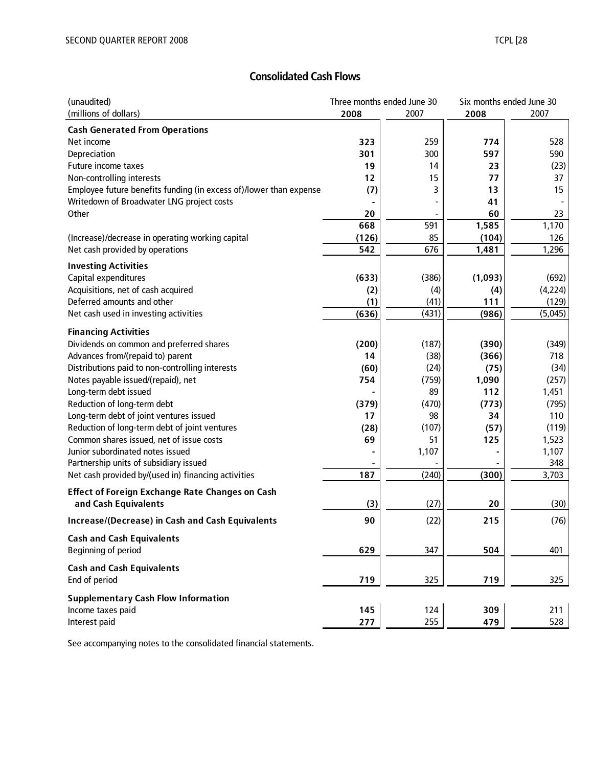## Consolidated Cash Flows

| (unaudited) | Three months ended June 30 | | Six months ended June 30 | |
|---|---|---|---|---|
| (millions of dollars) | **2008** | 2007 | **2008** | 2007 |
| **Cash Generated From Operations** | | | | |
| Net income | **323** | 259 | **774** | 528 |
| Depreciation | **301** | 300 | **597** | 590 |
| Future income taxes | **19** | 14 | **23** | (23) |
| Non-controlling interests | **12** | 15 | **77** | 37 |
| Employee future benefits funding (in excess of)/lower than expense | **(7)** | 3 | **13** | 15 |
| Writedown of Broadwater LNG project costs | **-** | - | **41** | - |
| Other | **20** | - | **60** | 23 |
| | **668** | 591 | **1,585** | 1,170 |
| (Increase)/decrease in operating working capital | **(126)** | 85 | **(104)** | 126 |
| Net cash provided by operations | **542** | 676 | **1,481** | 1,296 |
| **Investing Activities** | | | | |
| Capital expenditures | **(633)** | (386) | **(1,093)** | (692) |
| Acquisitions, net of cash acquired | **(2)** | (4) | **(4)** | (4,224) |
| Deferred amounts and other | **(1)** | (41) | **111** | (129) |
| Net cash used in investing activities | **(636)** | (431) | **(986)** | (5,045) |
| **Financing Activities** | | | | |
| Dividends on common and preferred shares | **(200)** | (187) | **(390)** | (349) |
| Advances from/(repaid to) parent | **14** | (38) | **(366)** | 718 |
| Distributions paid to non-controlling interests | **(60)** | (24) | **(75)** | (34) |
| Notes payable issued/(repaid), net | **754** | (759) | **1,090** | (257) |
| Long-term debt issued | **-** | 89 | **112** | 1,451 |
| Reduction of long-term debt | **(379)** | (470) | **(773)** | (795) |
| Long-term debt of joint ventures issued | **17** | 98 | **34** | 110 |
| Reduction of long-term debt of joint ventures | **(28)** | (107) | **(57)** | (119) |
| Common shares issued, net of issue costs | **69** | 51 | **125** | 1,523 |
| Junior subordinated notes issued | **-** | 1,107 | **-** | 1,107 |
| Partnership units of subsidiary issued | **-** | - | **-** | 348 |
| Net cash provided by/(used in) financing activities | **187** | (240) | **(300)** | 3,703 |
| **Effect of Foreign Exchange Rate Changes on Cash and Cash Equivalents** | **(3)** | (27) | **20** | (30) |
| **Increase/(Decrease) in Cash and Cash Equivalents** | **90** | (22) | **215** | (76) |
| **Cash and Cash Equivalents** | | | | |
| Beginning of period | **629** | 347 | **504** | 401 |
| **Cash and Cash Equivalents** | | | | |
| End of period | **719** | 325 | **719** | 325 |
| **Supplementary Cash Flow Information** | | | | |
| Income taxes paid | **145** | 124 | **309** | 211 |
| Interest paid | **277** | 255 | **479** | 528 |

See accompanying notes to the consolidated financial statements.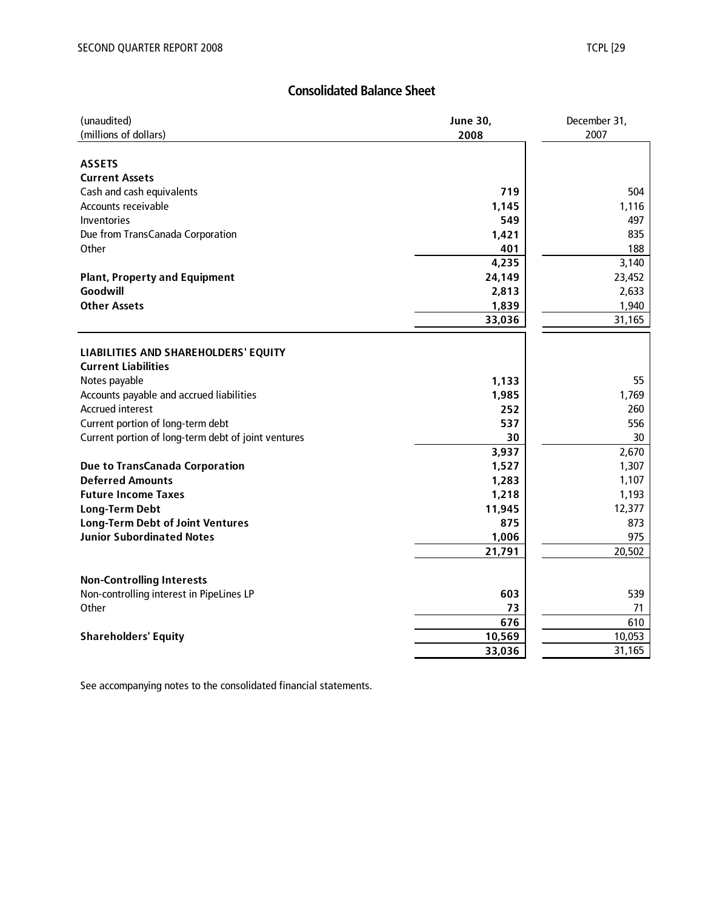## Consolidated Balance Sheet

| (unaudited)<br>(millions of dollars) | **June 30, 2008** | December 31, 2007 |
|---|---|---|
| **ASSETS** | | |
| **Current Assets** | | |
| Cash and cash equivalents | **719** | 504 |
| Accounts receivable | **1,145** | 1,116 |
| Inventories | **549** | 497 |
| Due from TransCanada Corporation | **1,421** | 835 |
| Other | **401** | 188 |
| | **4,235** | 3,140 |
| **Plant, Property and Equipment** | **24,149** | 23,452 |
| **Goodwill** | **2,813** | 2,633 |
| **Other Assets** | **1,839** | 1,940 |
| | **33,036** | 31,165 |
| | | |
| **LIABILITIES AND SHAREHOLDERS' EQUITY** | | |
| **Current Liabilities** | | |
| Notes payable | **1,133** | 55 |
| Accounts payable and accrued liabilities | **1,985** | 1,769 |
| Accrued interest | **252** | 260 |
| Current portion of long-term debt | **537** | 556 |
| Current portion of long-term debt of joint ventures | **30** | 30 |
| | **3,937** | 2,670 |
| **Due to TransCanada Corporation** | **1,527** | 1,307 |
| **Deferred Amounts** | **1,283** | 1,107 |
| **Future Income Taxes** | **1,218** | 1,193 |
| **Long-Term Debt** | **11,945** | 12,377 |
| **Long-Term Debt of Joint Ventures** | **875** | 873 |
| **Junior Subordinated Notes** | **1,006** | 975 |
| | **21,791** | 20,502 |
| | | |
| **Non-Controlling Interests** | | |
| Non-controlling interest in PipeLines LP | **603** | 539 |
| Other | **73** | 71 |
| | **676** | 610 |
| **Shareholders' Equity** | **10,569** | 10,053 |
| | **33,036** | 31,165 |

See accompanying notes to the consolidated financial statements.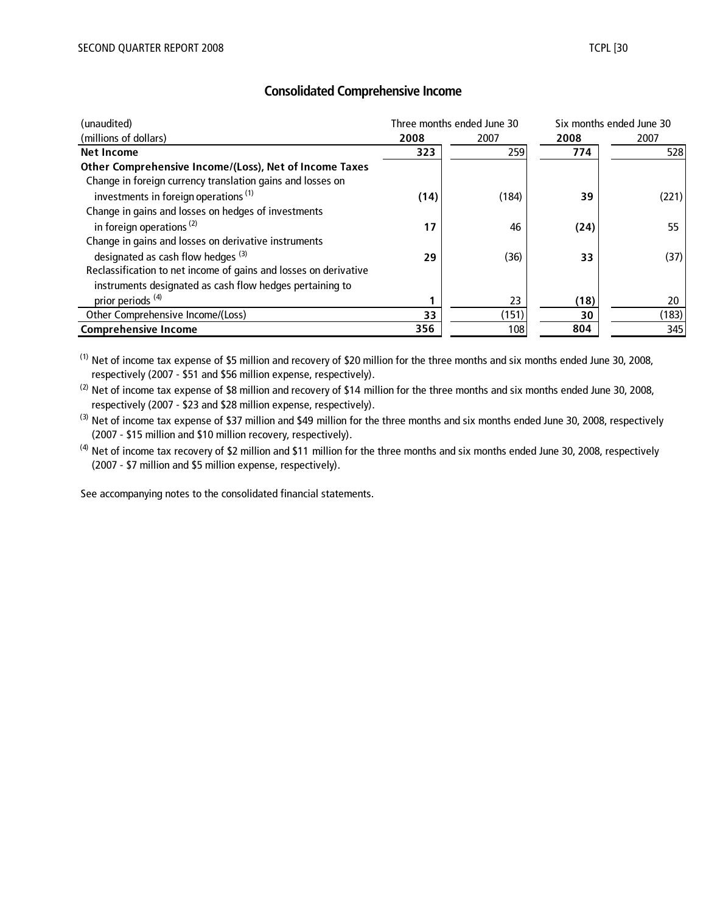## Consolidated Comprehensive Income

| (unaudited) | Three months ended June 30 | | Six months ended June 30 | |
|---|---|---|---|---|
| (millions of dollars) | **2008** | 2007 | **2008** | 2007 |
| **Net Income** | **323** | 259 | **774** | 528 |
| **Other Comprehensive Income/(Loss), Net of Income Taxes** | | | | |
| Change in foreign currency translation gains and losses on investments in foreign operations [(1)] | **(14)** | (184) | **39** | (221) |
| Change in gains and losses on hedges of investments in foreign operations [(2)] | **17** | 46 | **(24)** | 55 |
| Change in gains and losses on derivative instruments designated as cash flow hedges [(3)] | **29** | (36) | **33** | (37) |
| Reclassification to net income of gains and losses on derivative instruments designated as cash flow hedges pertaining to prior periods [(4)] | **1** | 23 | **(18)** | 20 |
| Other Comprehensive Income/(Loss) | **33** | (151) | **30** | (183) |
| **Comprehensive Income** | **356** | 108 | **804** | 345 |

[(1)] Net of income tax expense of $5 million and recovery of $20 million for the three months and six months ended June 30, 2008, respectively (2007 - $51 and $56 million expense, respectively).

[(2)] Net of income tax expense of $8 million and recovery of $14 million for the three months and six months ended June 30, 2008, respectively (2007 - $23 and $28 million expense, respectively).

[(3)] Net of income tax expense of $37 million and $49 million for the three months and six months ended June 30, 2008, respectively (2007 - $15 million and $10 million recovery, respectively).

[(4)] Net of income tax recovery of $2 million and $11 million for the three months and six months ended June 30, 2008, respectively (2007 - $7 million and $5 million expense, respectively).

See accompanying notes to the consolidated financial statements.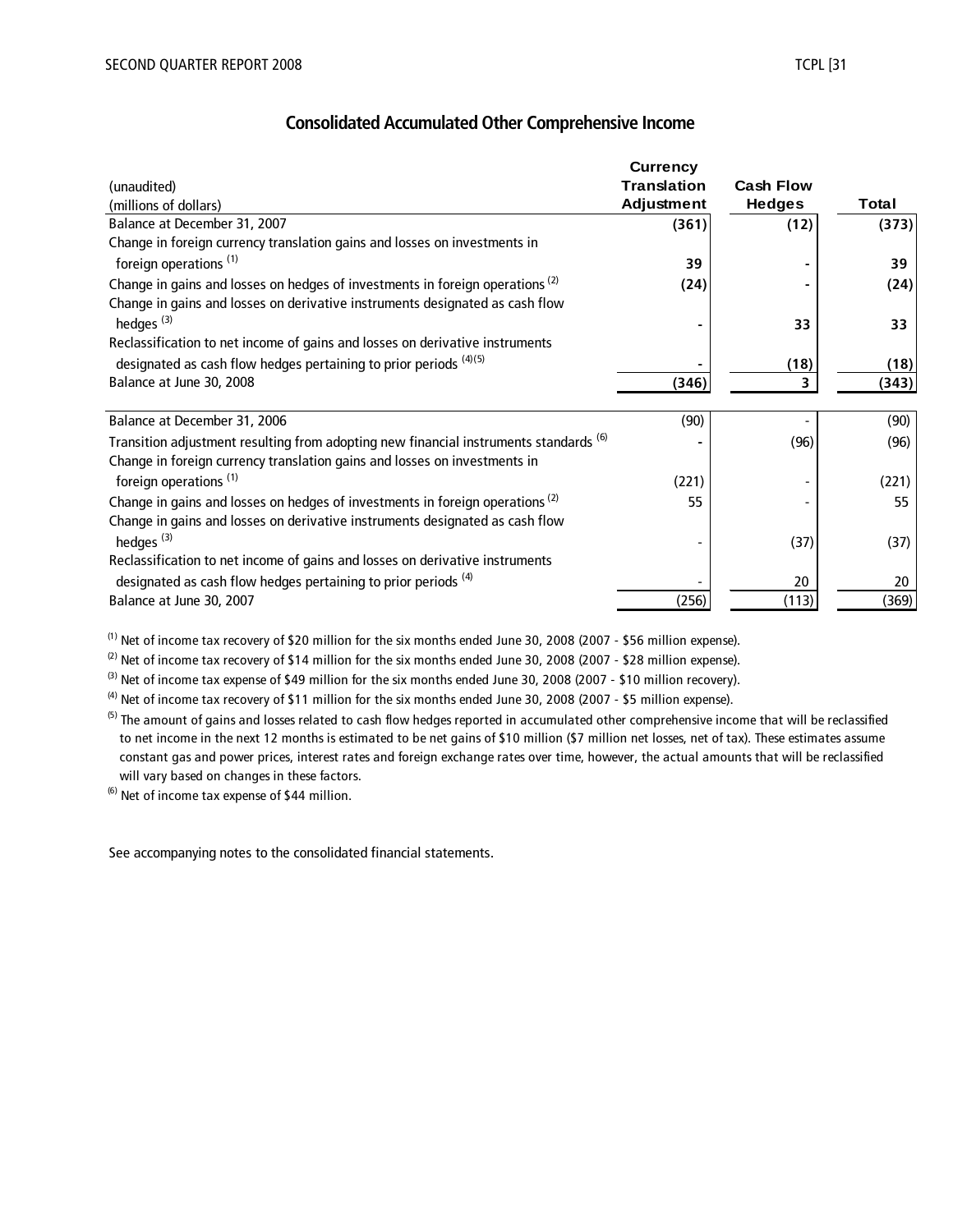## Consolidated Accumulated Other Comprehensive Income

| (unaudited) (millions of dollars) | Currency Translation Adjustment | Cash Flow Hedges | Total |
|---|---|---|---|
| Balance at December 31, 2007 | **(361)** | **(12)** | **(373)** |
| Change in foreign currency translation gains and losses on investments in foreign operations [(1)] | **39** | **-** | **39** |
| Change in gains and losses on hedges of investments in foreign operations [(2)] | **(24)** | **-** | **(24)** |
| Change in gains and losses on derivative instruments designated as cash flow hedges [(3)] | **-** | **33** | **33** |
| Reclassification to net income of gains and losses on derivative instruments designated as cash flow hedges pertaining to prior periods [(4)(5)] | **-** | **(18)** | **(18)** |
| Balance at June 30, 2008 | **(346)** | **3** | **(343)** |
| | | | |
| Balance at December 31, 2006 | (90) | - | (90) |
| Transition adjustment resulting from adopting new financial instruments standards [(6)] | - | (96) | (96) |
| Change in foreign currency translation gains and losses on investments in foreign operations [(1)] | (221) | - | (221) |
| Change in gains and losses on hedges of investments in foreign operations [(2)] | 55 | - | 55 |
| Change in gains and losses on derivative instruments designated as cash flow hedges [(3)] | - | (37) | (37) |
| Reclassification to net income of gains and losses on derivative instruments designated as cash flow hedges pertaining to prior periods [(4)] | - | 20 | 20 |
| Balance at June 30, 2007 | (256) | (113) | (369) |

[(1)] Net of income tax recovery of $20 million for the six months ended June 30, 2008 (2007 - $56 million expense).

[(2)] Net of income tax recovery of $14 million for the six months ended June 30, 2008 (2007 - $28 million expense).

[(3)] Net of income tax expense of $49 million for the six months ended June 30, 2008 (2007 - $10 million recovery).

[(4)] Net of income tax recovery of $11 million for the six months ended June 30, 2008 (2007 - $5 million expense).

[(5)] The amount of gains and losses related to cash flow hedges reported in accumulated other comprehensive income that will be reclassified to net income in the next 12 months is estimated to be net gains of $10 million ($7 million net losses, net of tax). These estimates assume constant gas and power prices, interest rates and foreign exchange rates over time, however, the actual amounts that will be reclassified will vary based on changes in these factors.

[(6)] Net of income tax expense of $44 million.

See accompanying notes to the consolidated financial statements.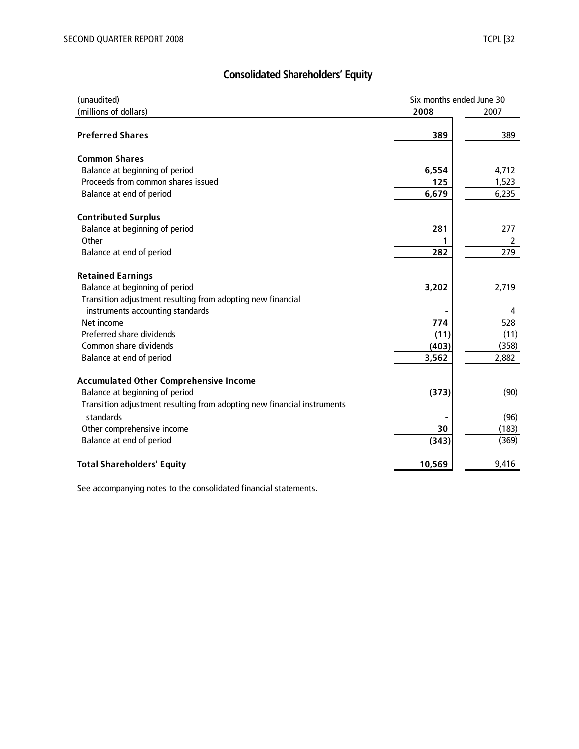## Consolidated Shareholders' Equity

| (unaudited)<br>(millions of dollars) | Six months ended June 30<br>2008 | <br>2007 |
|---|---|---|
| **Preferred Shares** | **389** | 389 |
| **Common Shares** | | |
| Balance at beginning of period | **6,554** | 4,712 |
| Proceeds from common shares issued | **125** | 1,523 |
| Balance at end of period | **6,679** | 6,235 |
| **Contributed Surplus** | | |
| Balance at beginning of period | **281** | 277 |
| Other | **1** | 2 |
| Balance at end of period | **282** | 279 |
| **Retained Earnings** | | |
| Balance at beginning of period | **3,202** | 2,719 |
| Transition adjustment resulting from adopting new financial instruments accounting standards | **-** | 4 |
| Net income | **774** | 528 |
| Preferred share dividends | **(11)** | (11) |
| Common share dividends | **(403)** | (358) |
| Balance at end of period | **3,562** | 2,882 |
| **Accumulated Other Comprehensive Income** | | |
| Balance at beginning of period | **(373)** | (90) |
| Transition adjustment resulting from adopting new financial instruments standards | **-** | (96) |
| Other comprehensive income | **30** | (183) |
| Balance at end of period | **(343)** | (369) |
| **Total Shareholders' Equity** | **10,569** | 9,416 |

See accompanying notes to the consolidated financial statements.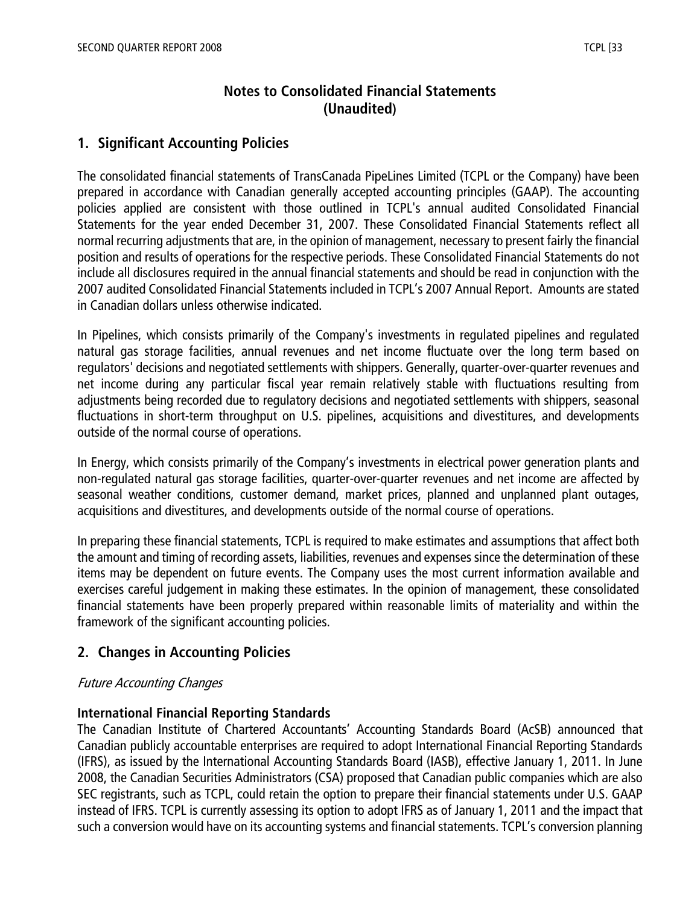# Notes to Consolidated Financial Statements (Unaudited)

## 1. Significant Accounting Policies

The consolidated financial statements of TransCanada PipeLines Limited (TCPL or the Company) have been prepared in accordance with Canadian generally accepted accounting principles (GAAP). The accounting policies applied are consistent with those outlined in TCPL's annual audited Consolidated Financial Statements for the year ended December 31, 2007. These Consolidated Financial Statements reflect all normal recurring adjustments that are, in the opinion of management, necessary to present fairly the financial position and results of operations for the respective periods. These Consolidated Financial Statements do not include all disclosures required in the annual financial statements and should be read in conjunction with the 2007 audited Consolidated Financial Statements included in TCPL's 2007 Annual Report. Amounts are stated in Canadian dollars unless otherwise indicated.

In Pipelines, which consists primarily of the Company's investments in regulated pipelines and regulated natural gas storage facilities, annual revenues and net income fluctuate over the long term based on regulators' decisions and negotiated settlements with shippers. Generally, quarter-over-quarter revenues and net income during any particular fiscal year remain relatively stable with fluctuations resulting from adjustments being recorded due to regulatory decisions and negotiated settlements with shippers, seasonal fluctuations in short-term throughput on U.S. pipelines, acquisitions and divestitures, and developments outside of the normal course of operations.

In Energy, which consists primarily of the Company's investments in electrical power generation plants and non-regulated natural gas storage facilities, quarter-over-quarter revenues and net income are affected by seasonal weather conditions, customer demand, market prices, planned and unplanned plant outages, acquisitions and divestitures, and developments outside of the normal course of operations.

In preparing these financial statements, TCPL is required to make estimates and assumptions that affect both the amount and timing of recording assets, liabilities, revenues and expenses since the determination of these items may be dependent on future events. The Company uses the most current information available and exercises careful judgement in making these estimates. In the opinion of management, these consolidated financial statements have been properly prepared within reasonable limits of materiality and within the framework of the significant accounting policies.

## 2. Changes in Accounting Policies

*Future Accounting Changes*

**International Financial Reporting Standards**

The Canadian Institute of Chartered Accountants' Accounting Standards Board (AcSB) announced that Canadian publicly accountable enterprises are required to adopt International Financial Reporting Standards (IFRS), as issued by the International Accounting Standards Board (IASB), effective January 1, 2011. In June 2008, the Canadian Securities Administrators (CSA) proposed that Canadian public companies which are also SEC registrants, such as TCPL, could retain the option to prepare their financial statements under U.S. GAAP instead of IFRS. TCPL is currently assessing its option to adopt IFRS as of January 1, 2011 and the impact that such a conversion would have on its accounting systems and financial statements. TCPL's conversion planning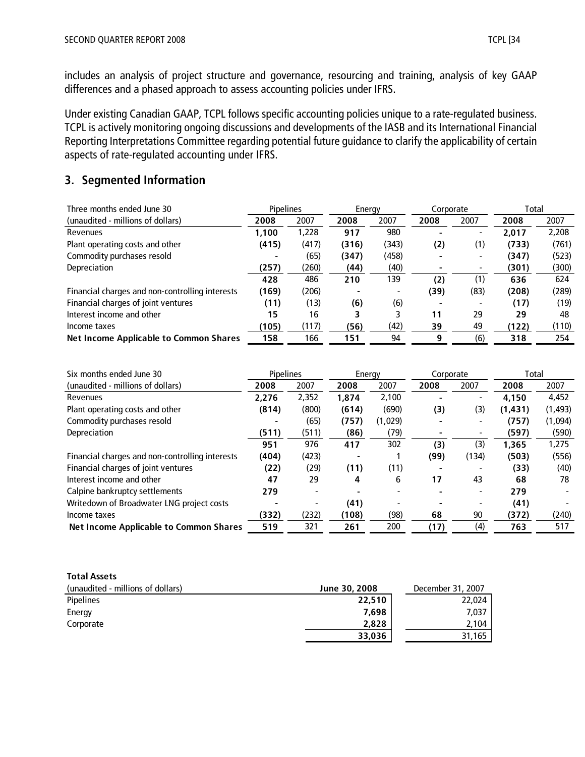includes an analysis of project structure and governance, resourcing and training, analysis of key GAAP differences and a phased approach to assess accounting policies under IFRS.

Under existing Canadian GAAP, TCPL follows specific accounting policies unique to a rate-regulated business. TCPL is actively monitoring ongoing discussions and developments of the IASB and its International Financial Reporting Interpretations Committee regarding potential future guidance to clarify the applicability of certain aspects of rate-regulated accounting under IFRS.

## 3. Segmented Information

| Three months ended June 30 | Pipelines | | Energy | | Corporate | | Total | |
|---|---|---|---|---|---|---|---|---|
| (unaudited - millions of dollars) | **2008** | 2007 | **2008** | 2007 | **2008** | 2007 | **2008** | 2007 |
| Revenues | **1,100** | 1,228 | **917** | 980 | **-** | - | **2,017** | 2,208 |
| Plant operating costs and other | **(415)** | (417) | **(316)** | (343) | **(2)** | (1) | **(733)** | (761) |
| Commodity purchases resold | **-** | (65) | **(347)** | (458) | **-** | - | **(347)** | (523) |
| Depreciation | **(257)** | (260) | **(44)** | (40) | **-** | - | **(301)** | (300) |
| | **428** | 486 | **210** | 139 | **(2)** | (1) | **636** | 624 |
| Financial charges and non-controlling interests | **(169)** | (206) | **-** | - | **(39)** | (83) | **(208)** | (289) |
| Financial charges of joint ventures | **(11)** | (13) | **(6)** | (6) | **-** | - | **(17)** | (19) |
| Interest income and other | **15** | 16 | **3** | 3 | **11** | 29 | **29** | 48 |
| Income taxes | **(105)** | (117) | **(56)** | (42) | **39** | 49 | **(122)** | (110) |
| **Net Income Applicable to Common Shares** | **158** | 166 | **151** | 94 | **9** | (6) | **318** | 254 |

| Six months ended June 30 | Pipelines | | Energy | | Corporate | | Total | |
|---|---|---|---|---|---|---|---|---|
| (unaudited - millions of dollars) | **2008** | 2007 | **2008** | 2007 | **2008** | 2007 | **2008** | 2007 |
| Revenues | **2,276** | 2,352 | **1,874** | 2,100 | **-** | - | **4,150** | 4,452 |
| Plant operating costs and other | **(814)** | (800) | **(614)** | (690) | **(3)** | (3) | **(1,431)** | (1,493) |
| Commodity purchases resold | **-** | (65) | **(757)** | (1,029) | **-** | - | **(757)** | (1,094) |
| Depreciation | **(511)** | (511) | **(86)** | (79) | **-** | - | **(597)** | (590) |
| | **951** | 976 | **417** | 302 | **(3)** | (3) | **1,365** | 1,275 |
| Financial charges and non-controlling interests | **(404)** | (423) | **-** | 1 | **(99)** | (134) | **(503)** | (556) |
| Financial charges of joint ventures | **(22)** | (29) | **(11)** | (11) | **-** | - | **(33)** | (40) |
| Interest income and other | **47** | 29 | **4** | 6 | **17** | 43 | **68** | 78 |
| Calpine bankruptcy settlements | **279** | - | **-** | - | **-** | - | **279** | - |
| Writedown of Broadwater LNG project costs | **-** | - | **(41)** | - | **-** | - | **(41)** | - |
| Income taxes | **(332)** | (232) | **(108)** | (98) | **68** | 90 | **(372)** | (240) |
| **Net Income Applicable to Common Shares** | **519** | 321 | **261** | 200 | **(17)** | (4) | **763** | 517 |

**Total Assets**

| (unaudited - millions of dollars) | **June 30, 2008** | December 31, 2007 |
|---|---|---|
| Pipelines | **22,510** | 22,024 |
| Energy | **7,698** | 7,037 |
| Corporate | **2,828** | 2,104 |
| | **33,036** | 31,165 |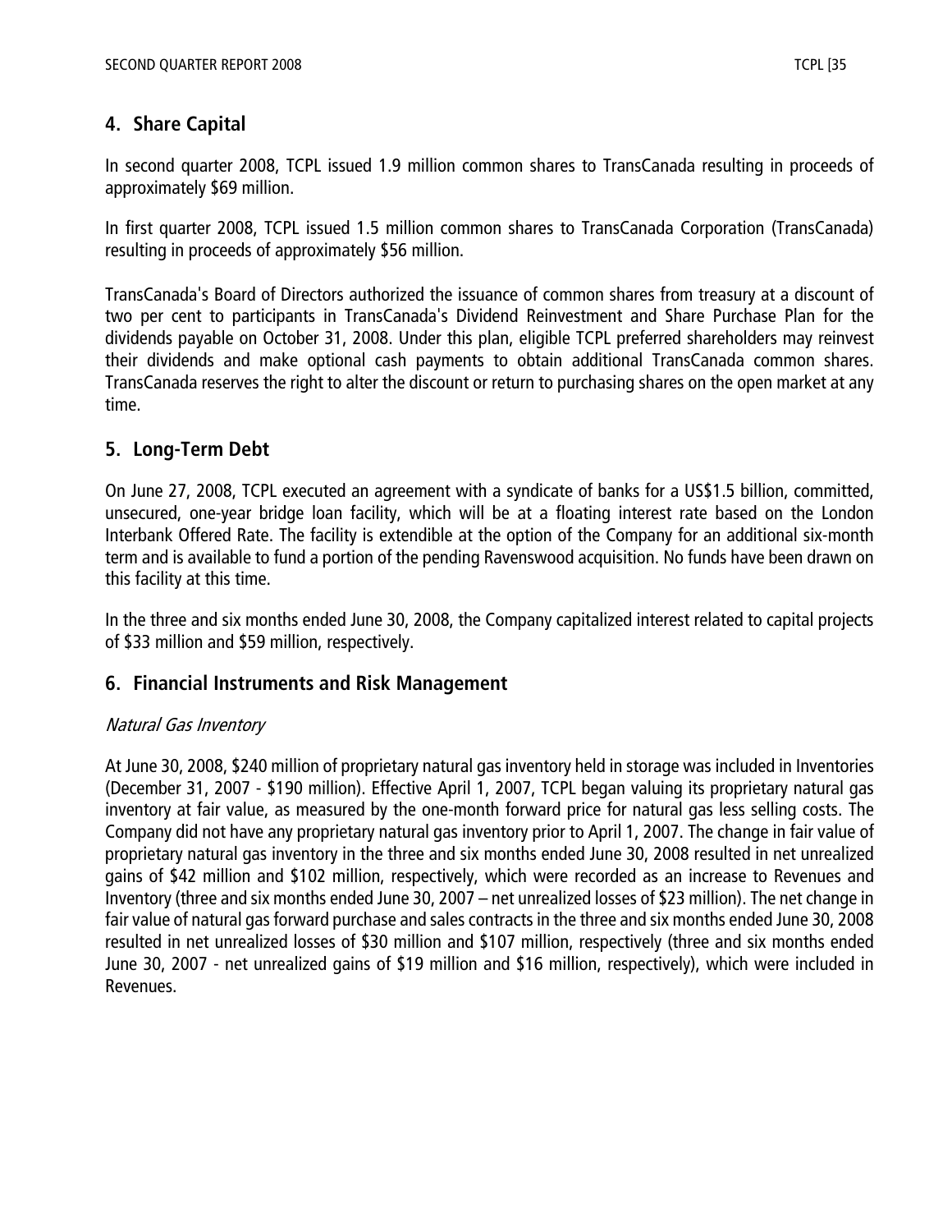## 4. Share Capital

In second quarter 2008, TCPL issued 1.9 million common shares to TransCanada resulting in proceeds of approximately $69 million.

In first quarter 2008, TCPL issued 1.5 million common shares to TransCanada Corporation (TransCanada) resulting in proceeds of approximately $56 million.

TransCanada's Board of Directors authorized the issuance of common shares from treasury at a discount of two per cent to participants in TransCanada's Dividend Reinvestment and Share Purchase Plan for the dividends payable on October 31, 2008. Under this plan, eligible TCPL preferred shareholders may reinvest their dividends and make optional cash payments to obtain additional TransCanada common shares. TransCanada reserves the right to alter the discount or return to purchasing shares on the open market at any time.

## 5. Long-Term Debt

On June 27, 2008, TCPL executed an agreement with a syndicate of banks for a US$1.5 billion, committed, unsecured, one-year bridge loan facility, which will be at a floating interest rate based on the London Interbank Offered Rate. The facility is extendible at the option of the Company for an additional six-month term and is available to fund a portion of the pending Ravenswood acquisition. No funds have been drawn on this facility at this time.

In the three and six months ended June 30, 2008, the Company capitalized interest related to capital projects of $33 million and $59 million, respectively.

## 6. Financial Instruments and Risk Management

*Natural Gas Inventory*

At June 30, 2008, $240 million of proprietary natural gas inventory held in storage was included in Inventories (December 31, 2007 - $190 million). Effective April 1, 2007, TCPL began valuing its proprietary natural gas inventory at fair value, as measured by the one-month forward price for natural gas less selling costs. The Company did not have any proprietary natural gas inventory prior to April 1, 2007. The change in fair value of proprietary natural gas inventory in the three and six months ended June 30, 2008 resulted in net unrealized gains of $42 million and $102 million, respectively, which were recorded as an increase to Revenues and Inventory (three and six months ended June 30, 2007 – net unrealized losses of $23 million). The net change in fair value of natural gas forward purchase and sales contracts in the three and six months ended June 30, 2008 resulted in net unrealized losses of $30 million and $107 million, respectively (three and six months ended June 30, 2007 - net unrealized gains of $19 million and $16 million, respectively), which were included in Revenues.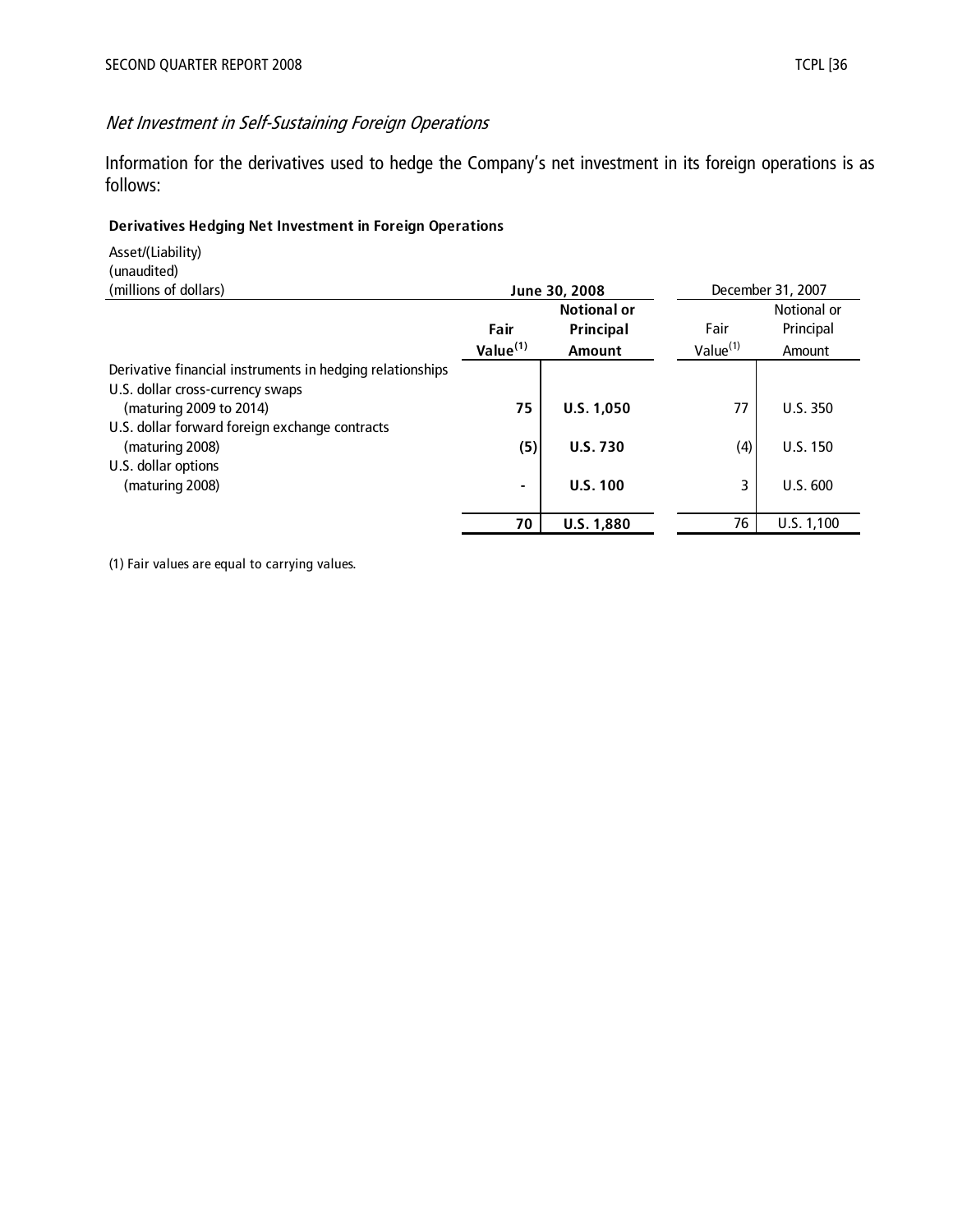*Net Investment in Self-Sustaining Foreign Operations*

Information for the derivatives used to hedge the Company's net investment in its foreign operations is as follows:

**Derivatives Hedging Net Investment in Foreign Operations**

| Asset/(Liability)<br>(unaudited)<br>(millions of dollars) | **June 30, 2008** | | December 31, 2007 | |
|---|---|---|---|---|
| | **Fair Value[(1)]** | **Notional or Principal Amount** | Fair Value[(1)] | Notional or Principal Amount |
| Derivative financial instruments in hedging relationships | | | | |
| U.S. dollar cross-currency swaps (maturing 2009 to 2014) | **75** | **U.S. 1,050** | 77 | U.S. 350 |
| U.S. dollar forward foreign exchange contracts (maturing 2008) | **(5)** | **U.S. 730** | (4) | U.S. 150 |
| U.S. dollar options (maturing 2008) | **-** | **U.S. 100** | 3 | U.S. 600 |
| | **70** | **U.S. 1,880** | 76 | U.S. 1,100 |

(1) Fair values are equal to carrying values.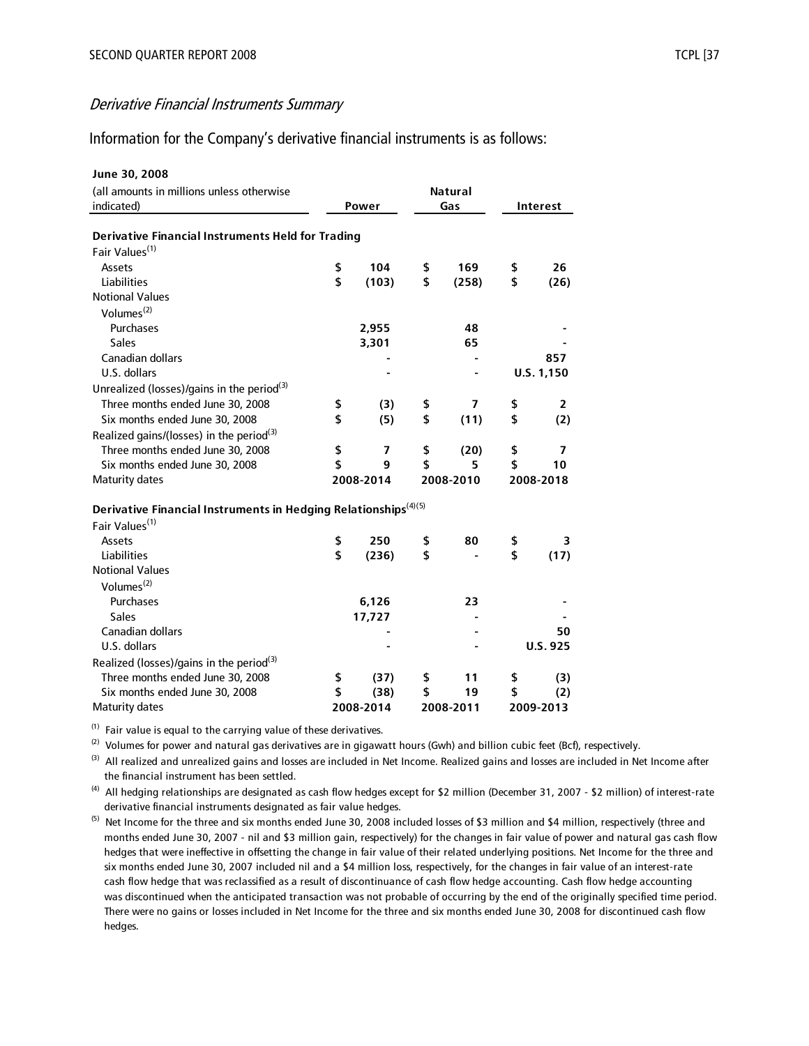### *Derivative Financial Instruments Summary*

Information for the Company's derivative financial instruments is as follows:

| **June 30, 2008** (all amounts in millions unless otherwise indicated) | **Power** | **Natural Gas** | **Interest** |
|---|---|---|---|
| **Derivative Financial Instruments Held for Trading** | | | |
| Fair Values[1] | | | |
| Assets | $ 104 | $ 169 | $ 26 |
| Liabilities | $ (103) | $ (258) | $ (26) |
| Notional Values | | | |
| Volumes[2] | | | |
| Purchases | 2,955 | 48 | - |
| Sales | 3,301 | 65 | - |
| Canadian dollars | - | - | 857 |
| U.S. dollars | - | - | U.S. 1,150 |
| Unrealized (losses)/gains in the period[3] | | | |
| Three months ended June 30, 2008 | $ (3) | $ 7 | $ 2 |
| Six months ended June 30, 2008 | $ (5) | $ (11) | $ (2) |
| Realized gains/(losses) in the period[3] | | | |
| Three months ended June 30, 2008 | $ 7 | $ (20) | $ 7 |
| Six months ended June 30, 2008 | $ 9 | $ 5 | $ 10 |
| Maturity dates | 2008-2014 | 2008-2010 | 2008-2018 |
| **Derivative Financial Instruments in Hedging Relationships[4][5]** | | | |
| Fair Values[1] | | | |
| Assets | $ 250 | $ 80 | $ 3 |
| Liabilities | $ (236) | $ - | $ (17) |
| Notional Values | | | |
| Volumes[2] | | | |
| Purchases | 6,126 | 23 | - |
| Sales | 17,727 | - | - |
| Canadian dollars | - | - | 50 |
| U.S. dollars | - | - | U.S. 925 |
| Realized (losses)/gains in the period[3] | | | |
| Three months ended June 30, 2008 | $ (37) | $ 11 | $ (3) |
| Six months ended June 30, 2008 | $ (38) | $ 19 | $ (2) |
| Maturity dates | 2008-2014 | 2008-2011 | 2009-2013 |

[1] Fair value is equal to the carrying value of these derivatives.

[2] Volumes for power and natural gas derivatives are in gigawatt hours (Gwh) and billion cubic feet (Bcf), respectively.

[3] All realized and unrealized gains and losses are included in Net Income. Realized gains and losses are included in Net Income after the financial instrument has been settled.

[4] All hedging relationships are designated as cash flow hedges except for $2 million (December 31, 2007 - $2 million) of interest-rate derivative financial instruments designated as fair value hedges.

[5] Net Income for the three and six months ended June 30, 2008 included losses of $3 million and $4 million, respectively (three and months ended June 30, 2007 - nil and $3 million gain, respectively) for the changes in fair value of power and natural gas cash flow hedges that were ineffective in offsetting the change in fair value of their related underlying positions. Net Income for the three and six months ended June 30, 2007 included nil and a $4 million loss, respectively, for the changes in fair value of an interest-rate cash flow hedge that was reclassified as a result of discontinuance of cash flow hedge accounting. Cash flow hedge accounting was discontinued when the anticipated transaction was not probable of occurring by the end of the originally specified time period. There were no gains or losses included in Net Income for the three and six months ended June 30, 2008 for discontinued cash flow hedges.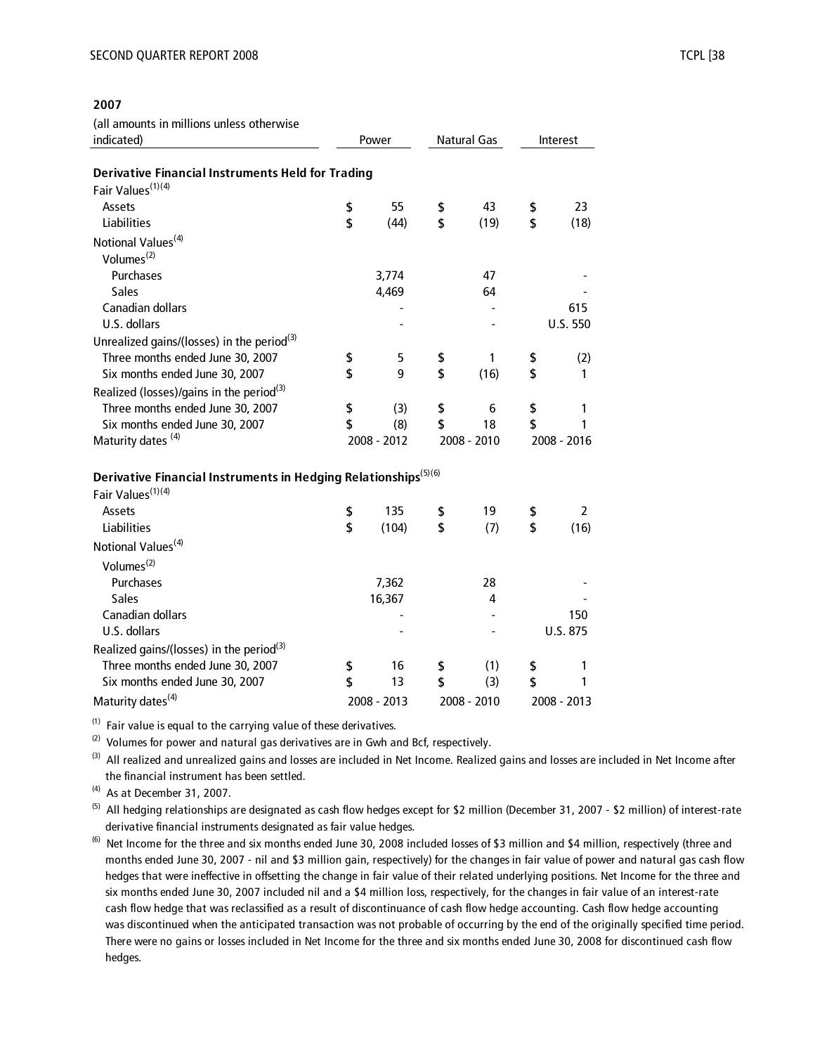**2007**

| (all amounts in millions unless otherwise indicated) | Power | Natural Gas | Interest |
|---|---|---|---|
| **Derivative Financial Instruments Held for Trading** | | | |
| Fair Values(1)(4) | | | |
| Assets | $ 55 | $ 43 | $ 23 |
| Liabilities | $ (44) | $ (19) | $ (18) |
| Notional Values(4) | | | |
| Volumes(2) | | | |
| Purchases | 3,774 | 47 | - |
| Sales | 4,469 | 64 | - |
| Canadian dollars | - | - | 615 |
| U.S. dollars | - | - | U.S. 550 |
| Unrealized gains/(losses) in the period(3) | | | |
| Three months ended June 30, 2007 | $ 5 | $ 1 | $ (2) |
| Six months ended June 30, 2007 | $ 9 | $ (16) | $ 1 |
| Realized (losses)/gains in the period(3) | | | |
| Three months ended June 30, 2007 | $ (3) | $ 6 | $ 1 |
| Six months ended June 30, 2007 | $ (8) | $ 18 | $ 1 |
| Maturity dates (4) | 2008 - 2012 | 2008 - 2010 | 2008 - 2016 |
| **Derivative Financial Instruments in Hedging Relationships(5)(6)** | | | |
| Fair Values(1)(4) | | | |
| Assets | $ 135 | $ 19 | $ 2 |
| Liabilities | $ (104) | $ (7) | $ (16) |
| Notional Values(4) | | | |
| Volumes(2) | | | |
| Purchases | 7,362 | 28 | - |
| Sales | 16,367 | 4 | - |
| Canadian dollars | - | - | 150 |
| U.S. dollars | - | - | U.S. 875 |
| Realized gains/(losses) in the period(3) | | | |
| Three months ended June 30, 2007 | $ 16 | $ (1) | $ 1 |
| Six months ended June 30, 2007 | $ 13 | $ (3) | $ 1 |
| Maturity dates(4) | 2008 - 2013 | 2008 - 2010 | 2008 - 2013 |

(1) Fair value is equal to the carrying value of these derivatives.

(2) Volumes for power and natural gas derivatives are in Gwh and Bcf, respectively.

(3) All realized and unrealized gains and losses are included in Net Income. Realized gains and losses are included in Net Income after the financial instrument has been settled.

(4) As at December 31, 2007.

(5) All hedging relationships are designated as cash flow hedges except for $2 million (December 31, 2007 - $2 million) of interest-rate derivative financial instruments designated as fair value hedges.

(6) Net Income for the three and six months ended June 30, 2008 included losses of $3 million and $4 million, respectively (three and months ended June 30, 2007 - nil and $3 million gain, respectively) for the changes in fair value of power and natural gas cash flow hedges that were ineffective in offsetting the change in fair value of their related underlying positions. Net Income for the three and six months ended June 30, 2007 included nil and a $4 million loss, respectively, for the changes in fair value of an interest-rate cash flow hedge that was reclassified as a result of discontinuance of cash flow hedge accounting. Cash flow hedge accounting was discontinued when the anticipated transaction was not probable of occurring by the end of the originally specified time period. There were no gains or losses included in Net Income for the three and six months ended June 30, 2008 for discontinued cash flow hedges.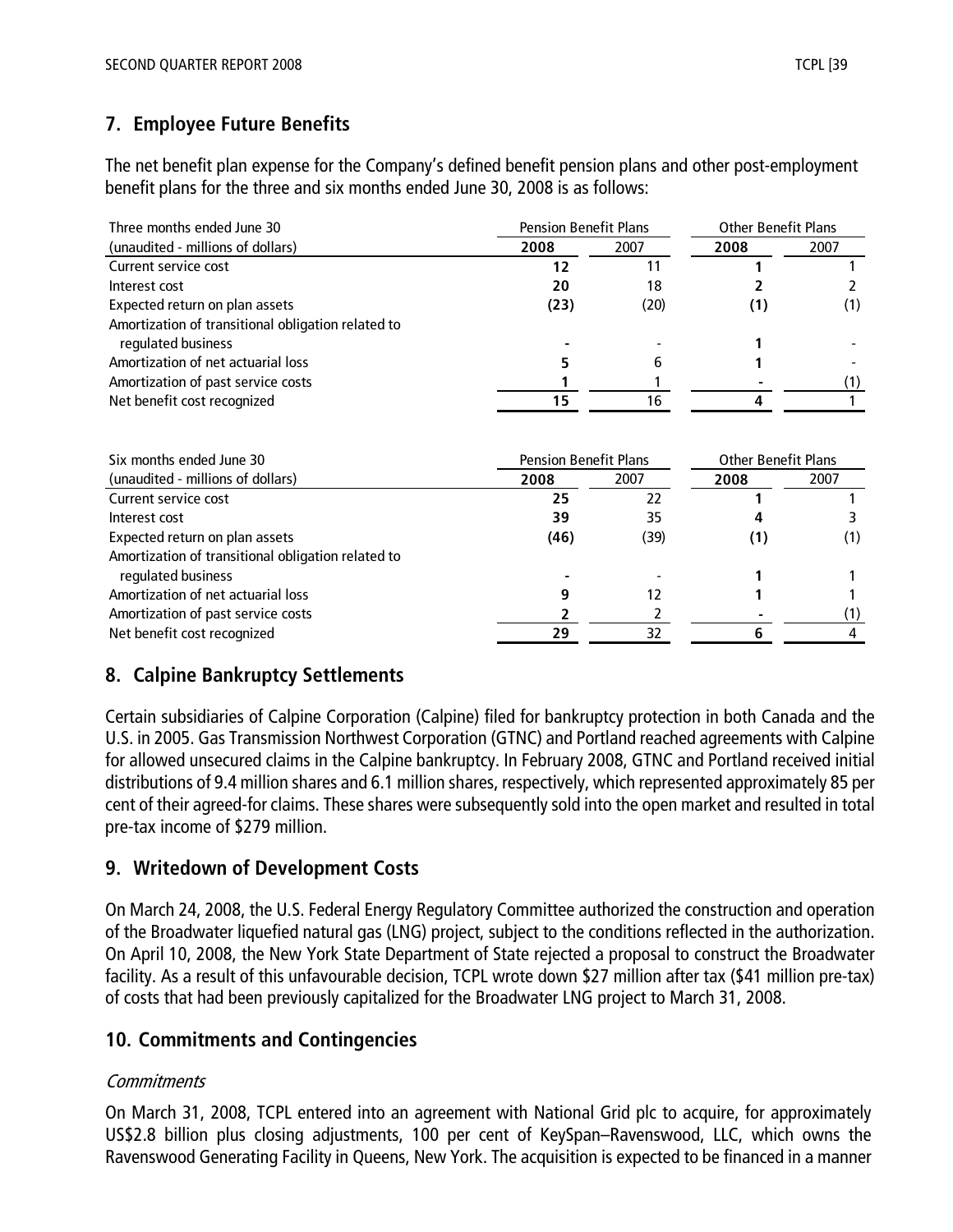## 7. Employee Future Benefits

The net benefit plan expense for the Company's defined benefit pension plans and other post-employment benefit plans for the three and six months ended June 30, 2008 is as follows:

| Three months ended June 30 | Pension Benefit Plans | | Other Benefit Plans | |
|---|---|---|---|---|
| (unaudited - millions of dollars) | **2008** | 2007 | **2008** | 2007 |
| Current service cost | **12** | 11 | **1** | 1 |
| Interest cost | **20** | 18 | **2** | 2 |
| Expected return on plan assets | **(23)** | (20) | **(1)** | (1) |
| Amortization of transitional obligation related to regulated business | **-** | - | **1** | - |
| Amortization of net actuarial loss | **5** | 6 | **1** | - |
| Amortization of past service costs | **1** | 1 | **-** | (1) |
| Net benefit cost recognized | **15** | 16 | **4** | 1 |

| Six months ended June 30 | Pension Benefit Plans | | Other Benefit Plans | |
|---|---|---|---|---|
| (unaudited - millions of dollars) | **2008** | 2007 | **2008** | 2007 |
| Current service cost | **25** | 22 | **1** | 1 |
| Interest cost | **39** | 35 | **4** | 3 |
| Expected return on plan assets | **(46)** | (39) | **(1)** | (1) |
| Amortization of transitional obligation related to regulated business | **-** | - | **1** | 1 |
| Amortization of net actuarial loss | **9** | 12 | **1** | 1 |
| Amortization of past service costs | **2** | 2 | **-** | (1) |
| Net benefit cost recognized | **29** | 32 | **6** | 4 |

## 8. Calpine Bankruptcy Settlements

Certain subsidiaries of Calpine Corporation (Calpine) filed for bankruptcy protection in both Canada and the U.S. in 2005. Gas Transmission Northwest Corporation (GTNC) and Portland reached agreements with Calpine for allowed unsecured claims in the Calpine bankruptcy. In February 2008, GTNC and Portland received initial distributions of 9.4 million shares and 6.1 million shares, respectively, which represented approximately 85 per cent of their agreed-for claims. These shares were subsequently sold into the open market and resulted in total pre-tax income of $279 million.

## 9. Writedown of Development Costs

On March 24, 2008, the U.S. Federal Energy Regulatory Committee authorized the construction and operation of the Broadwater liquefied natural gas (LNG) project, subject to the conditions reflected in the authorization. On April 10, 2008, the New York State Department of State rejected a proposal to construct the Broadwater facility. As a result of this unfavourable decision, TCPL wrote down $27 million after tax ($41 million pre-tax) of costs that had been previously capitalized for the Broadwater LNG project to March 31, 2008.

## 10. Commitments and Contingencies

*Commitments*

On March 31, 2008, TCPL entered into an agreement with National Grid plc to acquire, for approximately US$2.8 billion plus closing adjustments, 100 per cent of KeySpan–Ravenswood, LLC, which owns the Ravenswood Generating Facility in Queens, New York. The acquisition is expected to be financed in a manner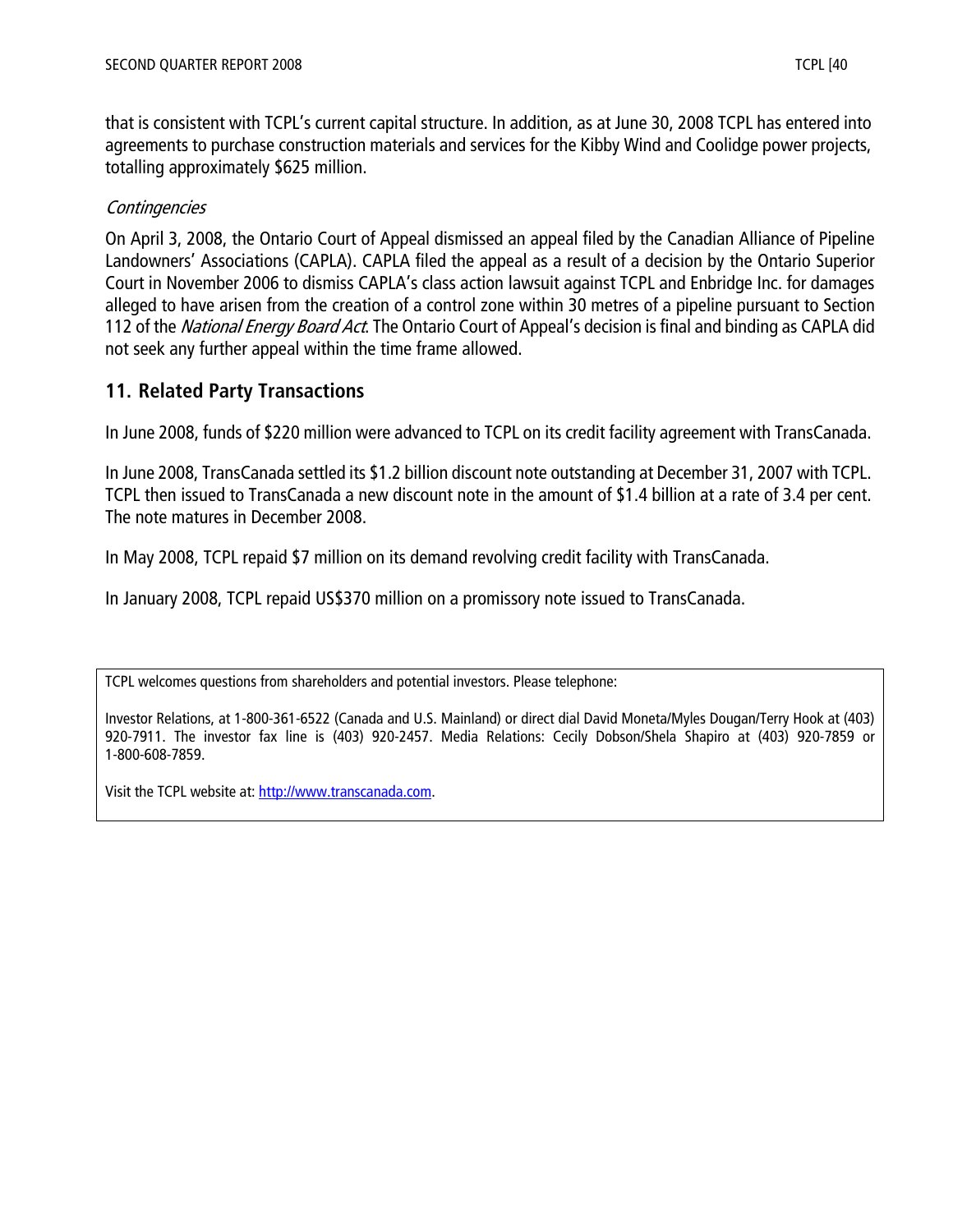that is consistent with TCPL's current capital structure. In addition, as at June 30, 2008 TCPL has entered into agreements to purchase construction materials and services for the Kibby Wind and Coolidge power projects, totalling approximately $625 million.

*Contingencies*

On April 3, 2008, the Ontario Court of Appeal dismissed an appeal filed by the Canadian Alliance of Pipeline Landowners' Associations (CAPLA). CAPLA filed the appeal as a result of a decision by the Ontario Superior Court in November 2006 to dismiss CAPLA's class action lawsuit against TCPL and Enbridge Inc. for damages alleged to have arisen from the creation of a control zone within 30 metres of a pipeline pursuant to Section 112 of the *National Energy Board Act*. The Ontario Court of Appeal's decision is final and binding as CAPLA did not seek any further appeal within the time frame allowed.

## 11. Related Party Transactions

In June 2008, funds of $220 million were advanced to TCPL on its credit facility agreement with TransCanada.

In June 2008, TransCanada settled its $1.2 billion discount note outstanding at December 31, 2007 with TCPL. TCPL then issued to TransCanada a new discount note in the amount of $1.4 billion at a rate of 3.4 per cent. The note matures in December 2008.

In May 2008, TCPL repaid $7 million on its demand revolving credit facility with TransCanada.

In January 2008, TCPL repaid US$370 million on a promissory note issued to TransCanada.

TCPL welcomes questions from shareholders and potential investors. Please telephone:

Investor Relations, at 1-800-361-6522 (Canada and U.S. Mainland) or direct dial David Moneta/Myles Dougan/Terry Hook at (403) 920-7911. The investor fax line is (403) 920-2457. Media Relations: Cecily Dobson/Shela Shapiro at (403) 920-7859 or 1-800-608-7859.

Visit the TCPL website at: http://www.transcanada.com.